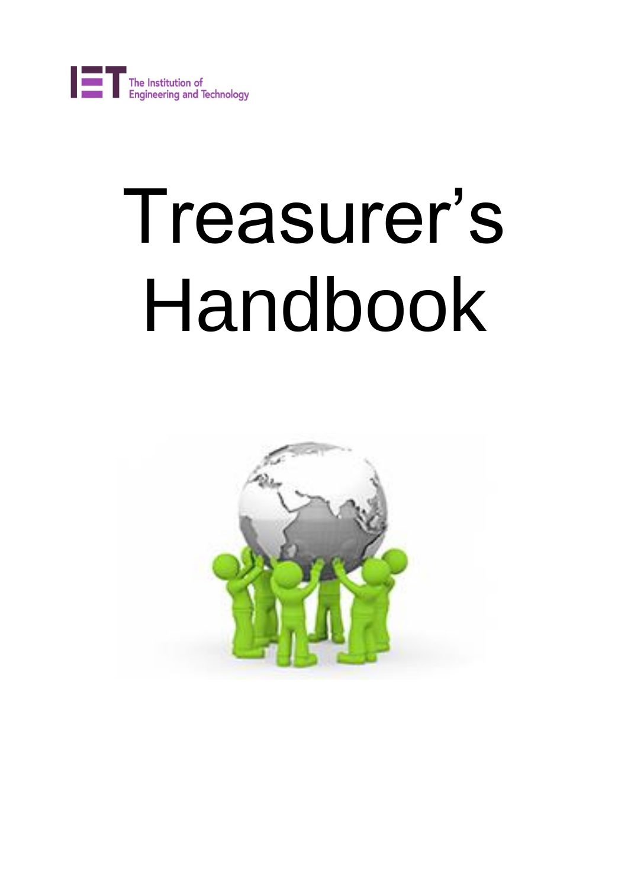The Institution of Engineering and Technology

# Treasurer's Handbook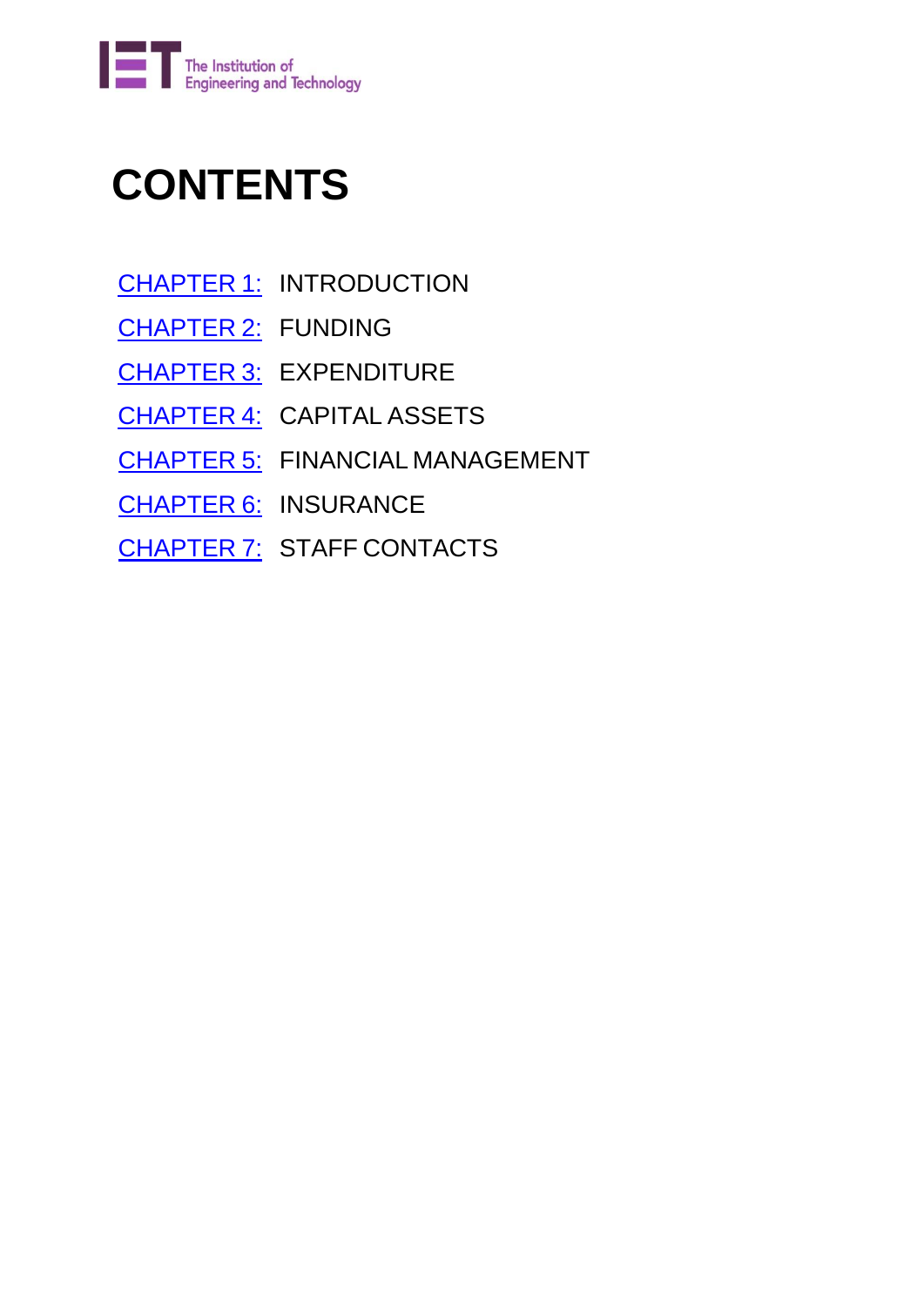# CONTENTS

CHAPTER 1: INTRODUCTION

CHAPTER 2: FUNDING

CHAPTER 3: EXPENDITURE

CHAPTER 4: CAPITAL ASSETS

CHAPTER 5: FINANCIAL MANAGEMENT

CHAPTER 6: INSURANCE

CHAPTER 7: STAFF CONTACTS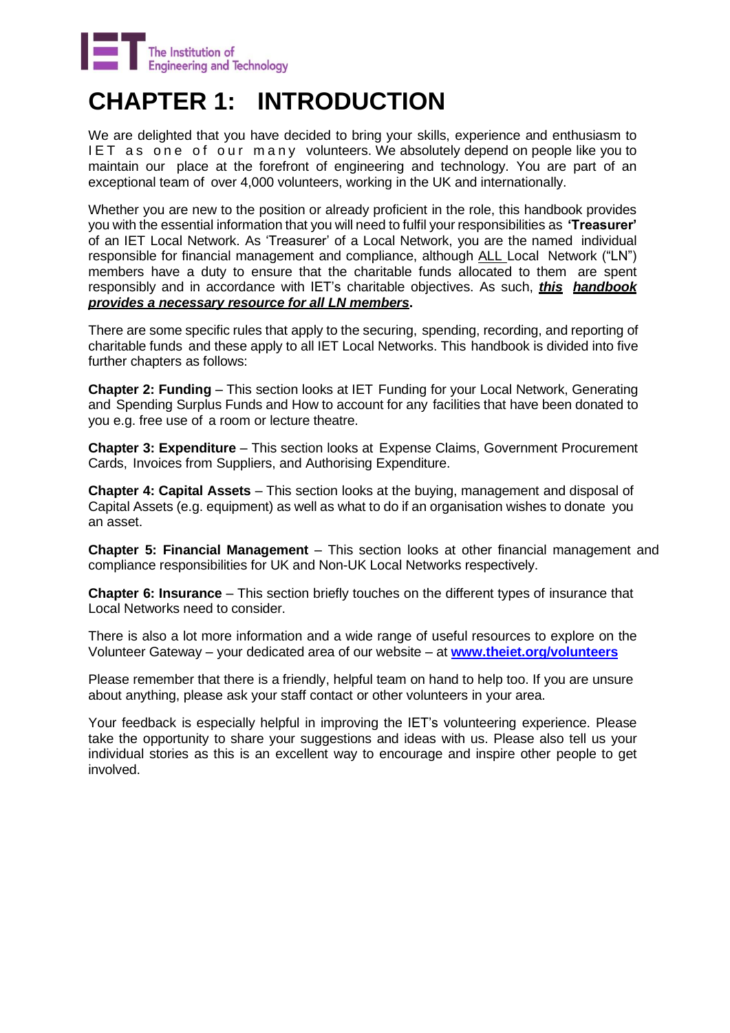# CHAPTER 1: INTRODUCTION

We are delighted that you have decided to bring your skills, experience and enthusiasm to IET as one of our many volunteers. We absolutely depend on people like you to maintain our place at the forefront of engineering and technology. You are part of an exceptional team of over 4,000 volunteers, working in the UK and internationally.

Whether you are new to the position or already proficient in the role, this handbook provides you with the essential information that you will need to fulfil your responsibilities as **'Treasurer'** of an IET Local Network. As 'Treasurer' of a Local Network, you are the named individual responsible for financial management and compliance, although ALL Local Network ("LN") members have a duty to ensure that the charitable funds allocated to them are spent responsibly and in accordance with IET's charitable objectives. As such, ***this handbook provides a necessary resource for all LN members*.**

There are some specific rules that apply to the securing, spending, recording, and reporting of charitable funds and these apply to all IET Local Networks. This handbook is divided into five further chapters as follows:

**Chapter 2: Funding** – This section looks at IET Funding for your Local Network, Generating and Spending Surplus Funds and How to account for any facilities that have been donated to you e.g. free use of a room or lecture theatre.

**Chapter 3: Expenditure** – This section looks at Expense Claims, Government Procurement Cards, Invoices from Suppliers, and Authorising Expenditure.

**Chapter 4: Capital Assets** – This section looks at the buying, management and disposal of Capital Assets (e.g. equipment) as well as what to do if an organisation wishes to donate you an asset.

**Chapter 5: Financial Management** – This section looks at other financial management and compliance responsibilities for UK and Non-UK Local Networks respectively.

**Chapter 6: Insurance** – This section briefly touches on the different types of insurance that Local Networks need to consider.

There is also a lot more information and a wide range of useful resources to explore on the Volunteer Gateway – your dedicated area of our website – at **www.theiet.org/volunteers**

Please remember that there is a friendly, helpful team on hand to help too. If you are unsure about anything, please ask your staff contact or other volunteers in your area.

Your feedback is especially helpful in improving the IET's volunteering experience. Please take the opportunity to share your suggestions and ideas with us. Please also tell us your individual stories as this is an excellent way to encourage and inspire other people to get involved.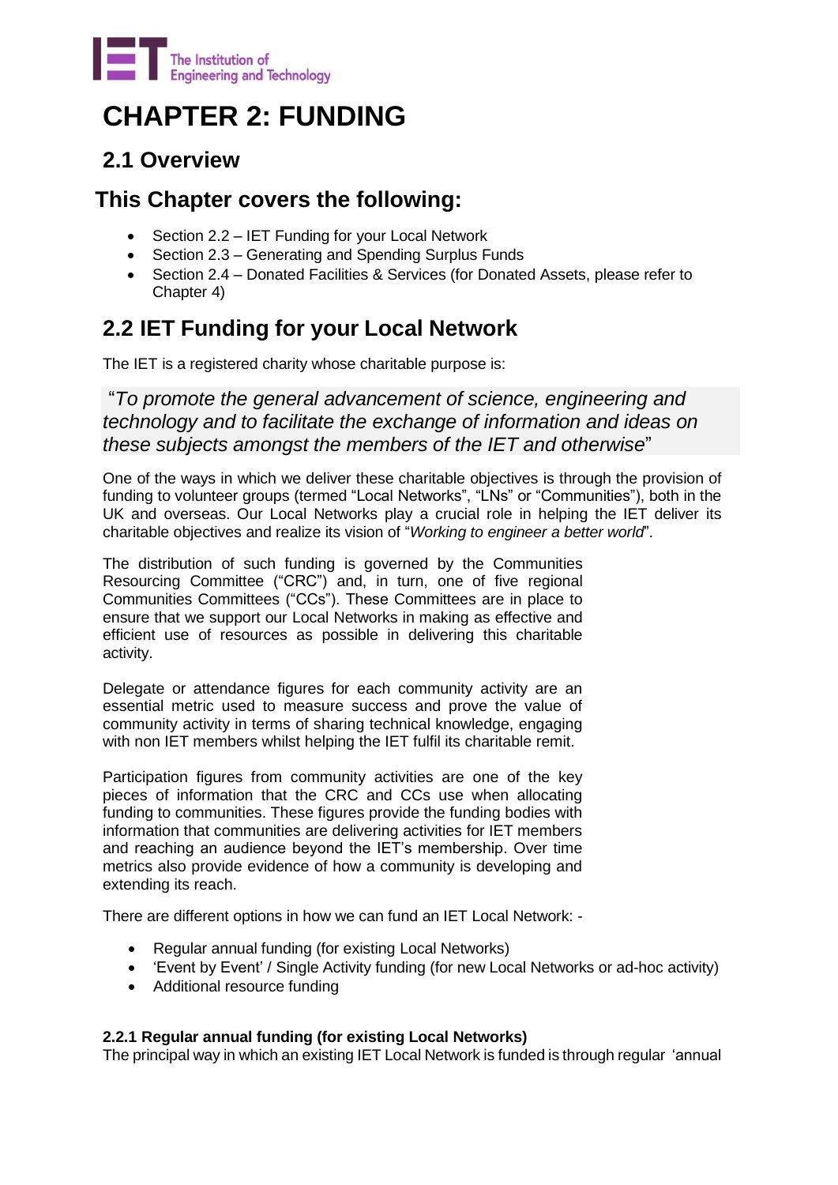# CHAPTER 2: FUNDING

## 2.1 Overview

## This Chapter covers the following:

- Section 2.2 – IET Funding for your Local Network
- Section 2.3 – Generating and Spending Surplus Funds
- Section 2.4 – Donated Facilities & Services (for Donated Assets, please refer to Chapter 4)

## 2.2 IET Funding for your Local Network

The IET is a registered charity whose charitable purpose is:

> "*To promote the general advancement of science, engineering and technology and to facilitate the exchange of information and ideas on these subjects amongst the members of the IET and otherwise*"

One of the ways in which we deliver these charitable objectives is through the provision of funding to volunteer groups (termed "Local Networks", "LNs" or "Communities"), both in the UK and overseas. Our Local Networks play a crucial role in helping the IET deliver its charitable objectives and realize its vision of "*Working to engineer a better world*".

The distribution of such funding is governed by the Communities Resourcing Committee ("CRC") and, in turn, one of five regional Communities Committees ("CCs"). These Committees are in place to ensure that we support our Local Networks in making as effective and efficient use of resources as possible in delivering this charitable activity.

Delegate or attendance figures for each community activity are an essential metric used to measure success and prove the value of community activity in terms of sharing technical knowledge, engaging with non IET members whilst helping the IET fulfil its charitable remit.

Participation figures from community activities are one of the key pieces of information that the CRC and CCs use when allocating funding to communities. These figures provide the funding bodies with information that communities are delivering activities for IET members and reaching an audience beyond the IET's membership. Over time metrics also provide evidence of how a community is developing and extending its reach.

There are different options in how we can fund an IET Local Network: -

- Regular annual funding (for existing Local Networks)
- 'Event by Event' / Single Activity funding (for new Local Networks or ad-hoc activity)
- Additional resource funding

#### 2.2.1 Regular annual funding (for existing Local Networks)

The principal way in which an existing IET Local Network is funded is through regular 'annual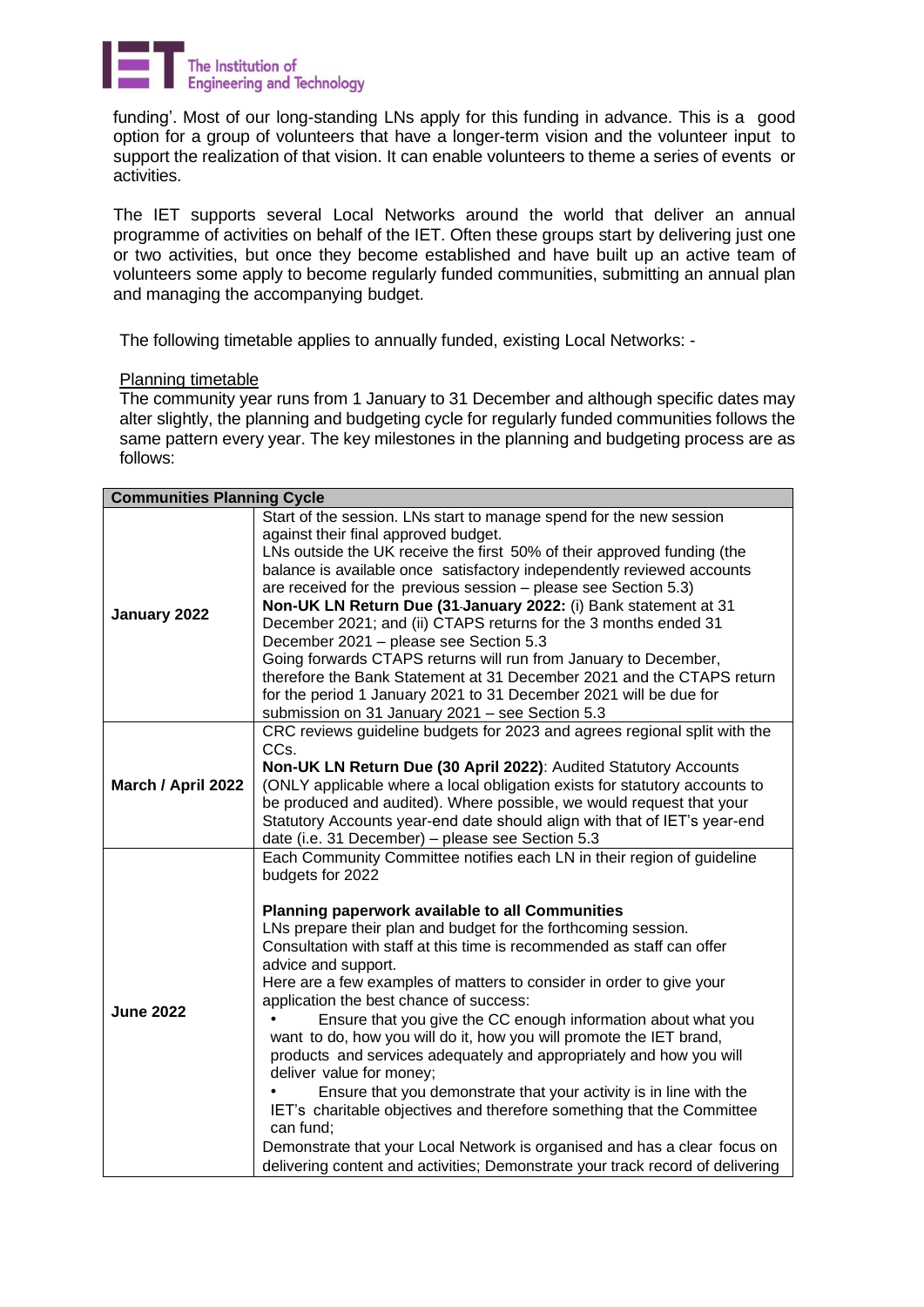funding'. Most of our long-standing LNs apply for this funding in advance. This is a good option for a group of volunteers that have a longer-term vision and the volunteer input to support the realization of that vision. It can enable volunteers to theme a series of events or activities.

The IET supports several Local Networks around the world that deliver an annual programme of activities on behalf of the IET. Often these groups start by delivering just one or two activities, but once they become established and have built up an active team of volunteers some apply to become regularly funded communities, submitting an annual plan and managing the accompanying budget.

The following timetable applies to annually funded, existing Local Networks: -

<u>Planning timetable</u>

The community year runs from 1 January to 31 December and although specific dates may alter slightly, the planning and budgeting cycle for regularly funded communities follows the same pattern every year. The key milestones in the planning and budgeting process are as follows:

| **Communities Planning Cycle** | |
|---|---|
| **January 2022** | Start of the session. LNs start to manage spend for the new session against their final approved budget.<br>LNs outside the UK receive the first 50% of their approved funding (the balance is available once satisfactory independently reviewed accounts are received for the previous session – please see Section 5.3)<br>**Non-UK LN Return Due (31 January 2022:** (i) Bank statement at 31 December 2021; and (ii) CTAPS returns for the 3 months ended 31 December 2021 – please see Section 5.3<br>Going forwards CTAPS returns will run from January to December, therefore the Bank Statement at 31 December 2021 and the CTAPS return for the period 1 January 2021 to 31 December 2021 will be due for submission on 31 January 2021 – see Section 5.3 |
| **March / April 2022** | CRC reviews guideline budgets for 2023 and agrees regional split with the CCs.<br>**Non-UK LN Return Due (30 April 2022)**: Audited Statutory Accounts (ONLY applicable where a local obligation exists for statutory accounts to be produced and audited). Where possible, we would request that your Statutory Accounts year-end date should align with that of IET's year-end date (i.e. 31 December) – please see Section 5.3 |
| **June 2022** | Each Community Committee notifies each LN in their region of guideline budgets for 2022<br><br>**Planning paperwork available to all Communities**<br>LNs prepare their plan and budget for the forthcoming session.<br>Consultation with staff at this time is recommended as staff can offer advice and support.<br>Here are a few examples of matters to consider in order to give your application the best chance of success:<br>• Ensure that you give the CC enough information about what you want to do, how you will do it, how you will promote the IET brand, products and services adequately and appropriately and how you will deliver value for money;<br>• Ensure that you demonstrate that your activity is in line with the IET's charitable objectives and therefore something that the Committee can fund;<br>Demonstrate that your Local Network is organised and has a clear focus on delivering content and activities; Demonstrate your track record of delivering |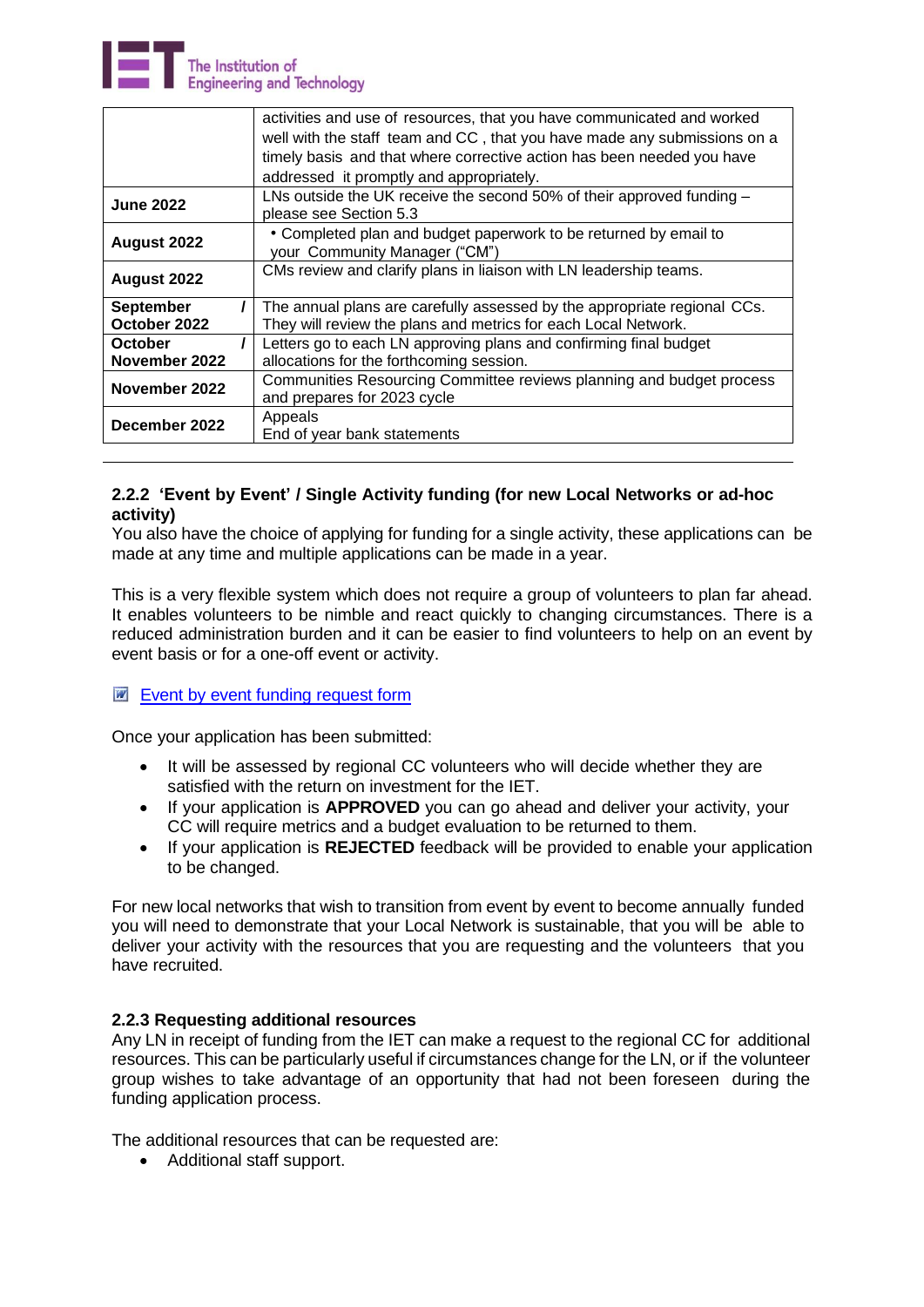| | |
|---|---|
| | activities and use of resources, that you have communicated and worked well with the staff team and CC , that you have made any submissions on a timely basis and that where corrective action has been needed you have addressed it promptly and appropriately. |
| **June 2022** | LNs outside the UK receive the second 50% of their approved funding – please see Section 5.3 |
| **August 2022** | • Completed plan and budget paperwork to be returned by email to your Community Manager ("CM") |
| **August 2022** | CMs review and clarify plans in liaison with LN leadership teams. |
| **September / October 2022** | The annual plans are carefully assessed by the appropriate regional CCs. They will review the plans and metrics for each Local Network. |
| **October / November 2022** | Letters go to each LN approving plans and confirming final budget allocations for the forthcoming session. |
| **November 2022** | Communities Resourcing Committee reviews planning and budget process and prepares for 2023 cycle |
| **December 2022** | Appeals<br>End of year bank statements |

#### 2.2.2 'Event by Event' / Single Activity funding (for new Local Networks or ad-hoc activity)

You also have the choice of applying for funding for a single activity, these applications can be made at any time and multiple applications can be made in a year.

This is a very flexible system which does not require a group of volunteers to plan far ahead. It enables volunteers to be nimble and react quickly to changing circumstances. There is a reduced administration burden and it can be easier to find volunteers to help on an event by event basis or for a one-off event or activity.

Event by event funding request form

Once your application has been submitted:

- It will be assessed by regional CC volunteers who will decide whether they are satisfied with the return on investment for the IET.
- If your application is **APPROVED** you can go ahead and deliver your activity, your CC will require metrics and a budget evaluation to be returned to them.
- If your application is **REJECTED** feedback will be provided to enable your application to be changed.

For new local networks that wish to transition from event by event to become annually funded you will need to demonstrate that your Local Network is sustainable, that you will be able to deliver your activity with the resources that you are requesting and the volunteers that you have recruited.

#### 2.2.3 Requesting additional resources

Any LN in receipt of funding from the IET can make a request to the regional CC for additional resources. This can be particularly useful if circumstances change for the LN, or if the volunteer group wishes to take advantage of an opportunity that had not been foreseen during the funding application process.

The additional resources that can be requested are:

- Additional staff support.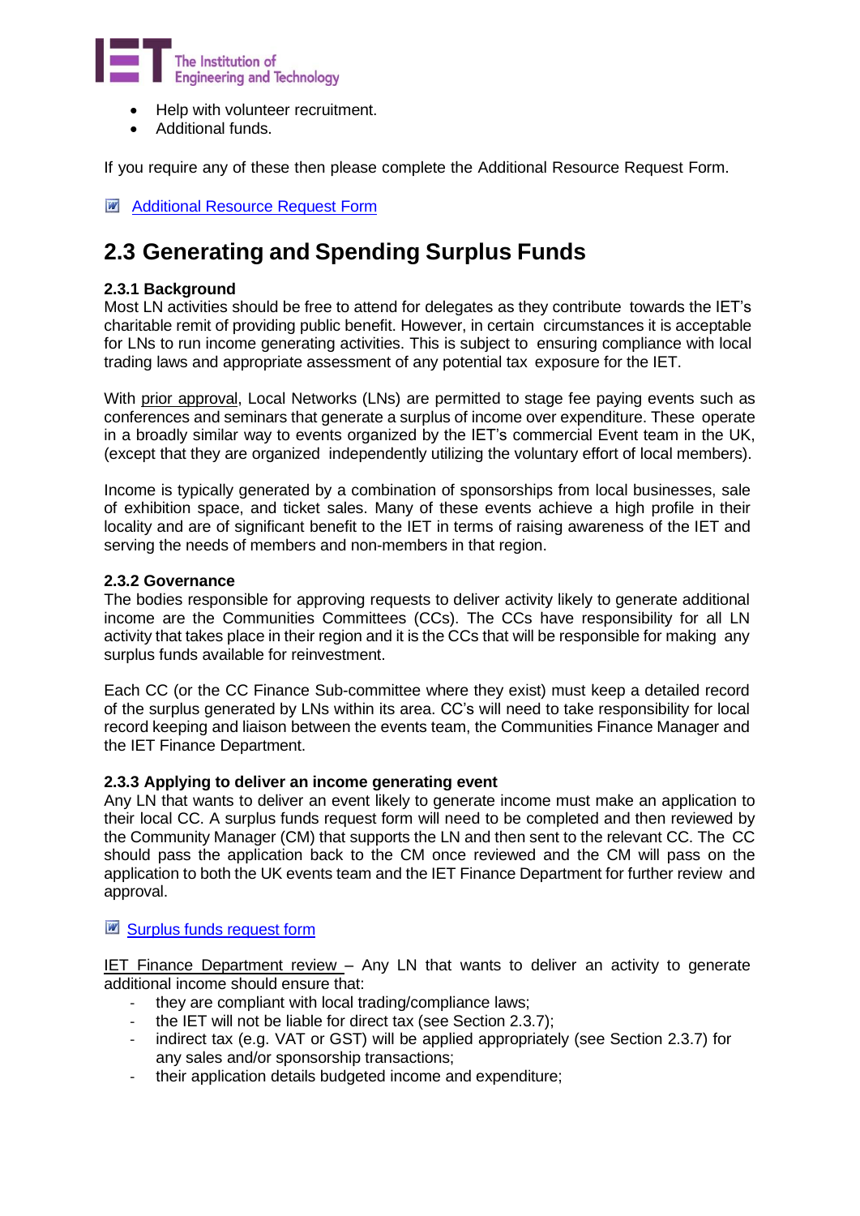- Help with volunteer recruitment.
- Additional funds.

If you require any of these then please complete the Additional Resource Request Form.

Additional Resource Request Form

## 2.3 Generating and Spending Surplus Funds

### 2.3.1 Background

Most LN activities should be free to attend for delegates as they contribute towards the IET's charitable remit of providing public benefit. However, in certain circumstances it is acceptable for LNs to run income generating activities. This is subject to ensuring compliance with local trading laws and appropriate assessment of any potential tax exposure for the IET.

With prior approval, Local Networks (LNs) are permitted to stage fee paying events such as conferences and seminars that generate a surplus of income over expenditure. These operate in a broadly similar way to events organized by the IET's commercial Event team in the UK, (except that they are organized independently utilizing the voluntary effort of local members).

Income is typically generated by a combination of sponsorships from local businesses, sale of exhibition space, and ticket sales. Many of these events achieve a high profile in their locality and are of significant benefit to the IET in terms of raising awareness of the IET and serving the needs of members and non-members in that region.

### 2.3.2 Governance

The bodies responsible for approving requests to deliver activity likely to generate additional income are the Communities Committees (CCs). The CCs have responsibility for all LN activity that takes place in their region and it is the CCs that will be responsible for making any surplus funds available for reinvestment.

Each CC (or the CC Finance Sub-committee where they exist) must keep a detailed record of the surplus generated by LNs within its area. CC's will need to take responsibility for local record keeping and liaison between the events team, the Communities Finance Manager and the IET Finance Department.

### 2.3.3 Applying to deliver an income generating event

Any LN that wants to deliver an event likely to generate income must make an application to their local CC. A surplus funds request form will need to be completed and then reviewed by the Community Manager (CM) that supports the LN and then sent to the relevant CC. The CC should pass the application back to the CM once reviewed and the CM will pass on the application to both the UK events team and the IET Finance Department for further review and approval.

Surplus funds request form

IET Finance Department review – Any LN that wants to deliver an activity to generate additional income should ensure that:

- they are compliant with local trading/compliance laws;
- the IET will not be liable for direct tax (see Section 2.3.7);
- indirect tax (e.g. VAT or GST) will be applied appropriately (see Section 2.3.7) for any sales and/or sponsorship transactions;
- their application details budgeted income and expenditure;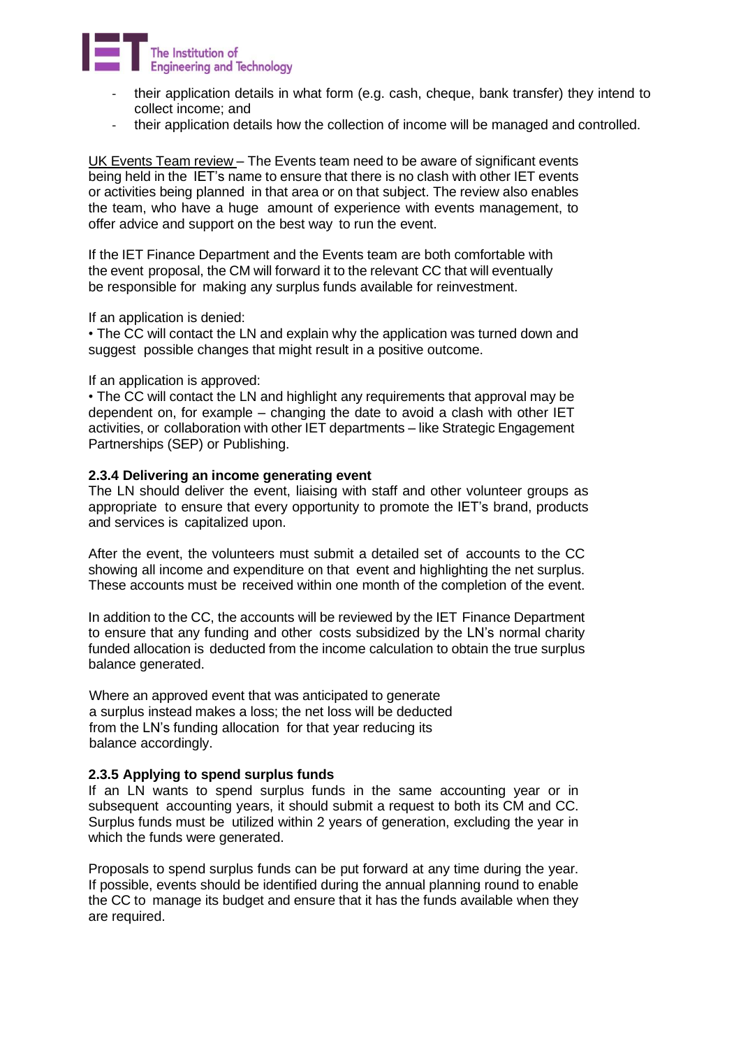- their application details in what form (e.g. cash, cheque, bank transfer) they intend to collect income; and
- their application details how the collection of income will be managed and controlled.

UK Events Team review – The Events team need to be aware of significant events being held in the IET's name to ensure that there is no clash with other IET events or activities being planned in that area or on that subject. The review also enables the team, who have a huge amount of experience with events management, to offer advice and support on the best way to run the event.

If the IET Finance Department and the Events team are both comfortable with the event proposal, the CM will forward it to the relevant CC that will eventually be responsible for making any surplus funds available for reinvestment.

If an application is denied:

• The CC will contact the LN and explain why the application was turned down and suggest possible changes that might result in a positive outcome.

If an application is approved:

• The CC will contact the LN and highlight any requirements that approval may be dependent on, for example – changing the date to avoid a clash with other IET activities, or collaboration with other IET departments – like Strategic Engagement Partnerships (SEP) or Publishing.

**2.3.4 Delivering an income generating event**

The LN should deliver the event, liaising with staff and other volunteer groups as appropriate to ensure that every opportunity to promote the IET's brand, products and services is capitalized upon.

After the event, the volunteers must submit a detailed set of accounts to the CC showing all income and expenditure on that event and highlighting the net surplus. These accounts must be received within one month of the completion of the event.

In addition to the CC, the accounts will be reviewed by the IET Finance Department to ensure that any funding and other costs subsidized by the LN's normal charity funded allocation is deducted from the income calculation to obtain the true surplus balance generated.

Where an approved event that was anticipated to generate a surplus instead makes a loss; the net loss will be deducted from the LN's funding allocation for that year reducing its balance accordingly.

**2.3.5 Applying to spend surplus funds**

If an LN wants to spend surplus funds in the same accounting year or in subsequent accounting years, it should submit a request to both its CM and CC. Surplus funds must be utilized within 2 years of generation, excluding the year in which the funds were generated.

Proposals to spend surplus funds can be put forward at any time during the year. If possible, events should be identified during the annual planning round to enable the CC to manage its budget and ensure that it has the funds available when they are required.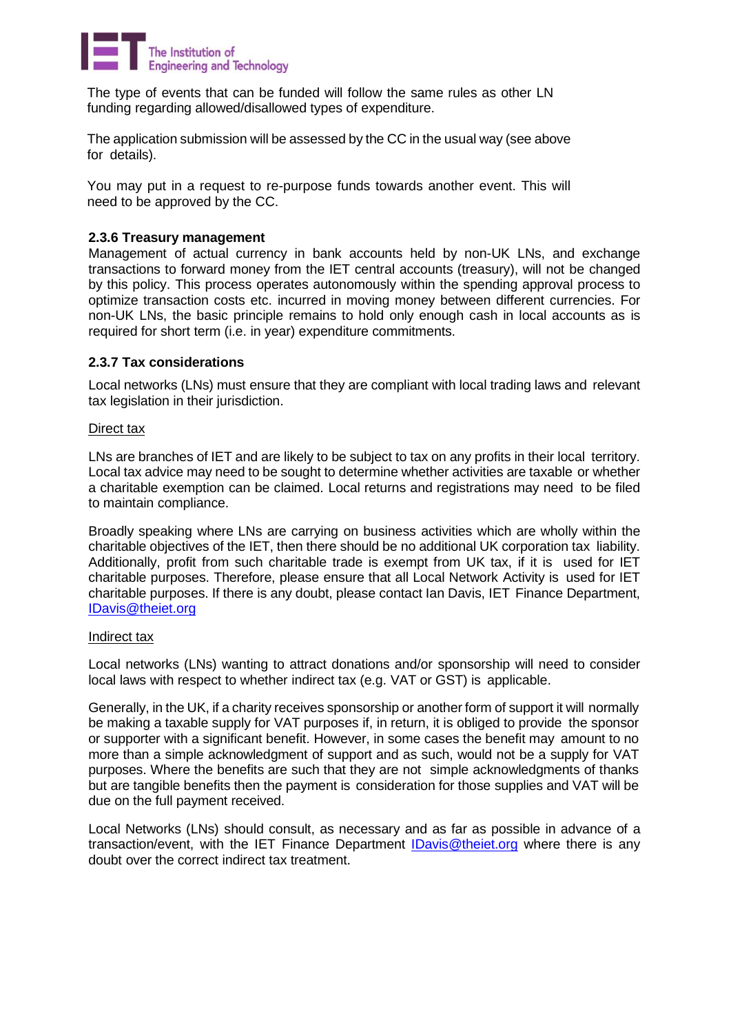The type of events that can be funded will follow the same rules as other LN funding regarding allowed/disallowed types of expenditure.

The application submission will be assessed by the CC in the usual way (see above for details).

You may put in a request to re-purpose funds towards another event. This will need to be approved by the CC.

### 2.3.6 Treasury management

Management of actual currency in bank accounts held by non-UK LNs, and exchange transactions to forward money from the IET central accounts (treasury), will not be changed by this policy. This process operates autonomously within the spending approval process to optimize transaction costs etc. incurred in moving money between different currencies. For non-UK LNs, the basic principle remains to hold only enough cash in local accounts as is required for short term (i.e. in year) expenditure commitments.

### 2.3.7 Tax considerations

Local networks (LNs) must ensure that they are compliant with local trading laws and relevant tax legislation in their jurisdiction.

<u>Direct tax</u>

LNs are branches of IET and are likely to be subject to tax on any profits in their local territory. Local tax advice may need to be sought to determine whether activities are taxable or whether a charitable exemption can be claimed. Local returns and registrations may need to be filed to maintain compliance.

Broadly speaking where LNs are carrying on business activities which are wholly within the charitable objectives of the IET, then there should be no additional UK corporation tax liability. Additionally, profit from such charitable trade is exempt from UK tax, if it is used for IET charitable purposes. Therefore, please ensure that all Local Network Activity is used for IET charitable purposes. If there is any doubt, please contact Ian Davis, IET Finance Department, IDavis@theiet.org

<u>Indirect tax</u>

Local networks (LNs) wanting to attract donations and/or sponsorship will need to consider local laws with respect to whether indirect tax (e.g. VAT or GST) is applicable.

Generally, in the UK, if a charity receives sponsorship or another form of support it will normally be making a taxable supply for VAT purposes if, in return, it is obliged to provide the sponsor or supporter with a significant benefit. However, in some cases the benefit may amount to no more than a simple acknowledgment of support and as such, would not be a supply for VAT purposes. Where the benefits are such that they are not simple acknowledgments of thanks but are tangible benefits then the payment is consideration for those supplies and VAT will be due on the full payment received.

Local Networks (LNs) should consult, as necessary and as far as possible in advance of a transaction/event, with the IET Finance Department IDavis@theiet.org where there is any doubt over the correct indirect tax treatment.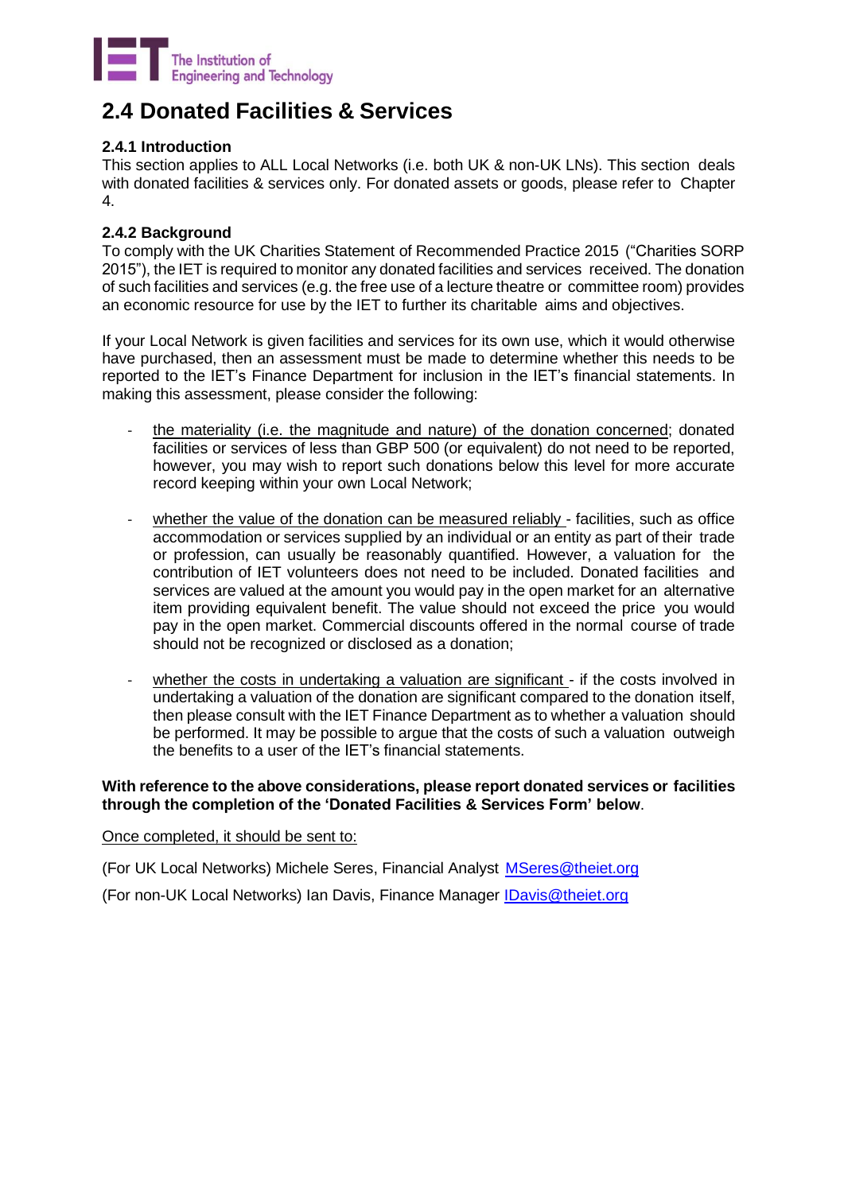# 2.4 Donated Facilities & Services

### 2.4.1 Introduction

This section applies to ALL Local Networks (i.e. both UK & non-UK LNs). This section deals with donated facilities & services only. For donated assets or goods, please refer to Chapter 4.

### 2.4.2 Background

To comply with the UK Charities Statement of Recommended Practice 2015 ("Charities SORP 2015"), the IET is required to monitor any donated facilities and services received. The donation of such facilities and services (e.g. the free use of a lecture theatre or committee room) provides an economic resource for use by the IET to further its charitable aims and objectives.

If your Local Network is given facilities and services for its own use, which it would otherwise have purchased, then an assessment must be made to determine whether this needs to be reported to the IET's Finance Department for inclusion in the IET's financial statements. In making this assessment, please consider the following:

- <u>the materiality (i.e. the magnitude and nature) of the donation concerned</u>; donated facilities or services of less than GBP 500 (or equivalent) do not need to be reported, however, you may wish to report such donations below this level for more accurate record keeping within your own Local Network;

- <u>whether the value of the donation can be measured reliably</u> - facilities, such as office accommodation or services supplied by an individual or an entity as part of their trade or profession, can usually be reasonably quantified. However, a valuation for the contribution of IET volunteers does not need to be included. Donated facilities and services are valued at the amount you would pay in the open market for an alternative item providing equivalent benefit. The value should not exceed the price you would pay in the open market. Commercial discounts offered in the normal course of trade should not be recognized or disclosed as a donation;

- <u>whether the costs in undertaking a valuation are significant</u> - if the costs involved in undertaking a valuation of the donation are significant compared to the donation itself, then please consult with the IET Finance Department as to whether a valuation should be performed. It may be possible to argue that the costs of such a valuation outweigh the benefits to a user of the IET's financial statements.

**With reference to the above considerations, please report donated services or facilities through the completion of the 'Donated Facilities & Services Form' below**.

<u>Once completed, it should be sent to:</u>

(For UK Local Networks) Michele Seres, Financial Analyst MSeres@theiet.org

(For non-UK Local Networks) Ian Davis, Finance Manager IDavis@theiet.org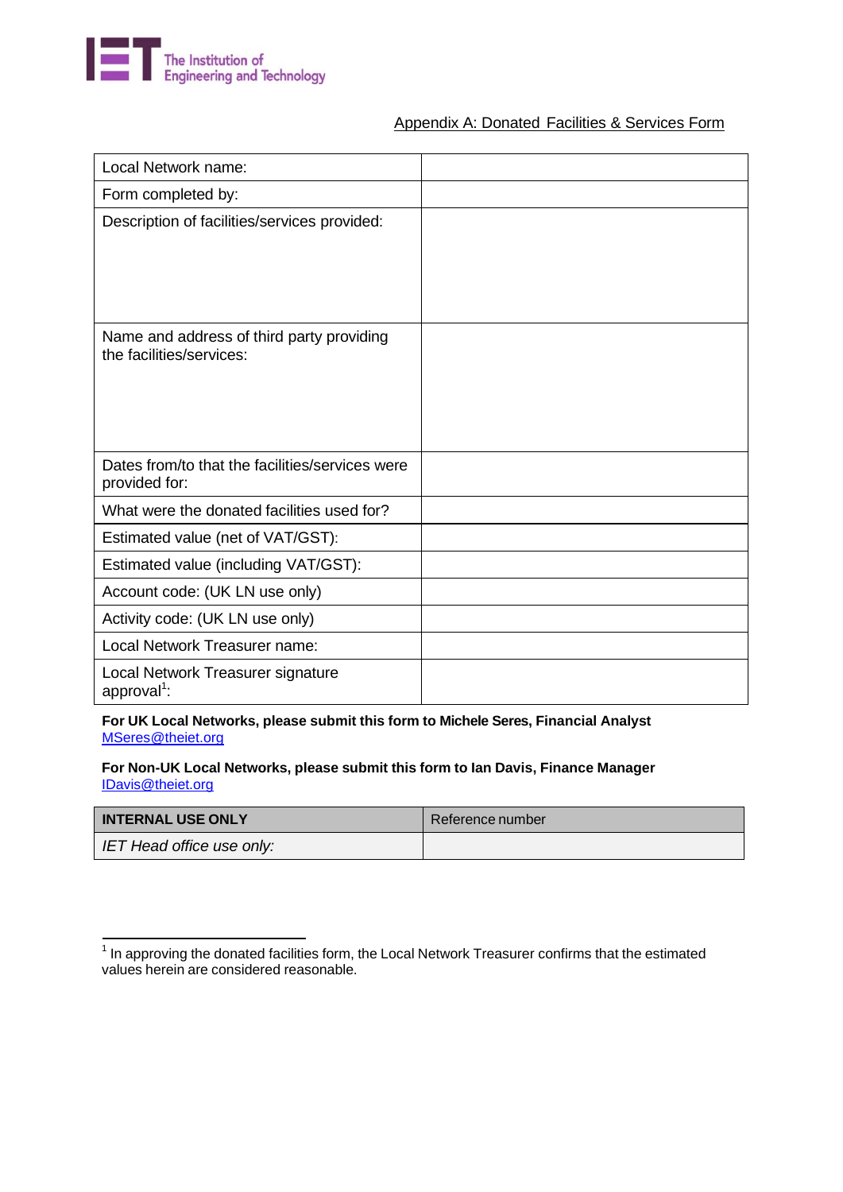The Institution of Engineering and Technology

Appendix A: Donated Facilities & Services Form

| Local Network name: | |
|---|---|
| Form completed by: | |
| Description of facilities/services provided: | |
| Name and address of third party providing the facilities/services: | |
| Dates from/to that the facilities/services were provided for: | |
| What were the donated facilities used for? | |
| Estimated value (net of VAT/GST): | |
| Estimated value (including VAT/GST): | |
| Account code: (UK LN use only) | |
| Activity code: (UK LN use only) | |
| Local Network Treasurer name: | |
| Local Network Treasurer signature approval[1]: | |

**For UK Local Networks, please submit this form to Michele Seres, Financial Analyst**
MSeres@theiet.org

**For Non-UK Local Networks, please submit this form to Ian Davis, Finance Manager**
IDavis@theiet.org

| **INTERNAL USE ONLY** | Reference number |
|---|---|
| *IET Head office use only:* | |

[1] In approving the donated facilities form, the Local Network Treasurer confirms that the estimated values herein are considered reasonable.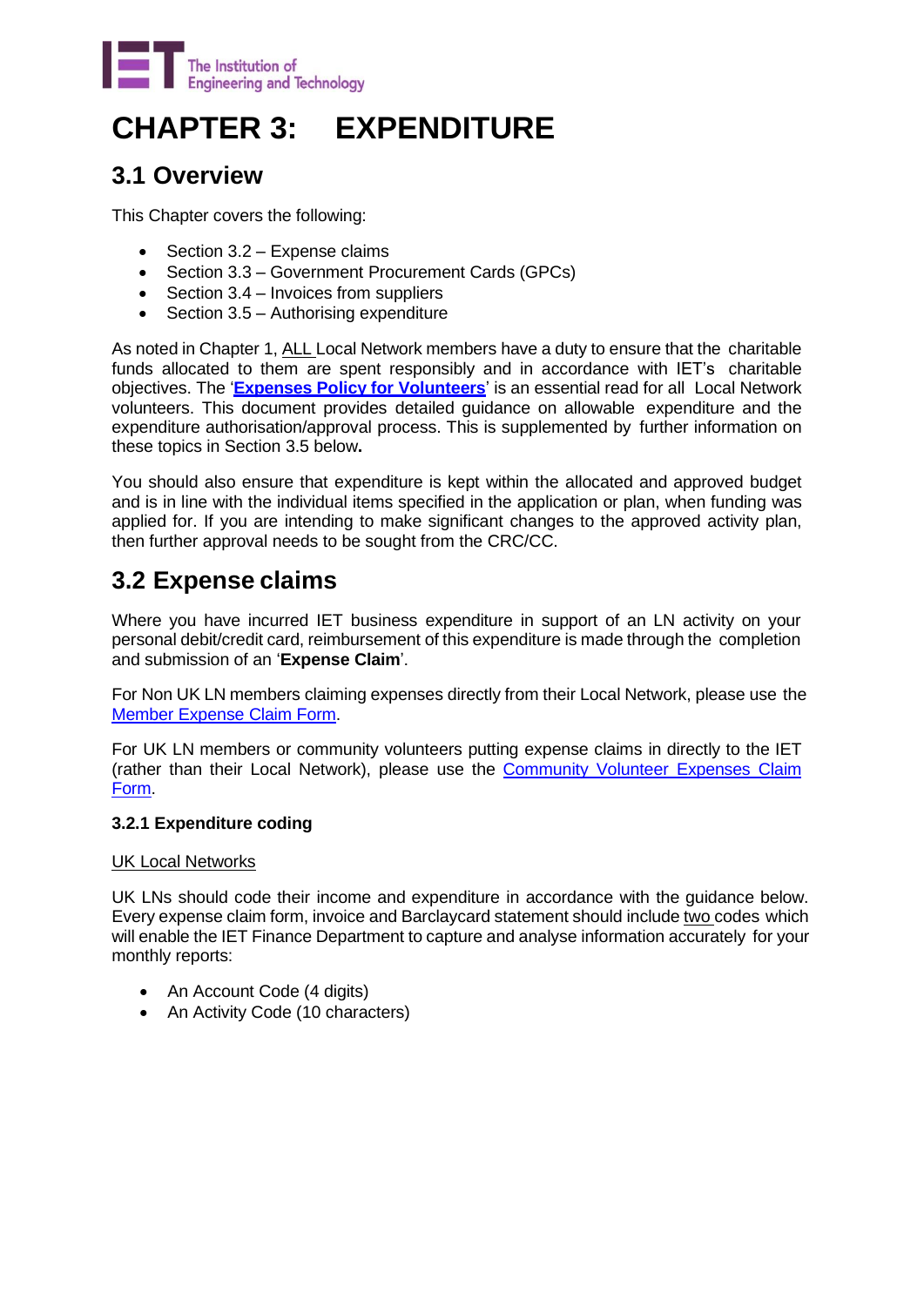# CHAPTER 3: EXPENDITURE

## 3.1 Overview

This Chapter covers the following:

- Section 3.2 – Expense claims
- Section 3.3 – Government Procurement Cards (GPCs)
- Section 3.4 – Invoices from suppliers
- Section 3.5 – Authorising expenditure

As noted in Chapter 1, ALL Local Network members have a duty to ensure that the charitable funds allocated to them are spent responsibly and in accordance with IET's charitable objectives. The '**Expenses Policy for Volunteers**' is an essential read for all Local Network volunteers. This document provides detailed guidance on allowable expenditure and the expenditure authorisation/approval process. This is supplemented by further information on these topics in Section 3.5 below**.**

You should also ensure that expenditure is kept within the allocated and approved budget and is in line with the individual items specified in the application or plan, when funding was applied for. If you are intending to make significant changes to the approved activity plan, then further approval needs to be sought from the CRC/CC.

## 3.2 Expense claims

Where you have incurred IET business expenditure in support of an LN activity on your personal debit/credit card, reimbursement of this expenditure is made through the completion and submission of an '**Expense Claim**'.

For Non UK LN members claiming expenses directly from their Local Network, please use the Member Expense Claim Form.

For UK LN members or community volunteers putting expense claims in directly to the IET (rather than their Local Network), please use the Community Volunteer Expenses Claim Form.

### 3.2.1 Expenditure coding

UK Local Networks

UK LNs should code their income and expenditure in accordance with the guidance below. Every expense claim form, invoice and Barclaycard statement should include two codes which will enable the IET Finance Department to capture and analyse information accurately for your monthly reports:

- An Account Code (4 digits)
- An Activity Code (10 characters)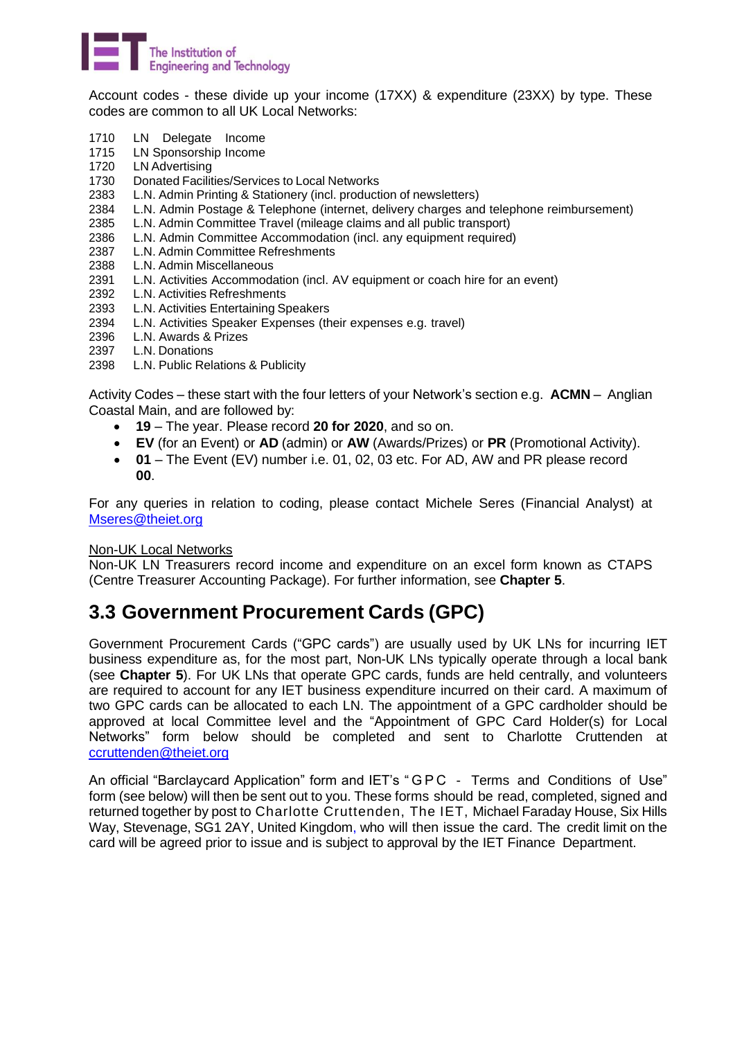Account codes - these divide up your income (17XX) & expenditure (23XX) by type. These codes are common to all UK Local Networks:

1710 LN Delegate Income
1715 LN Sponsorship Income
1720 LN Advertising
1730 Donated Facilities/Services to Local Networks
2383 L.N. Admin Printing & Stationery (incl. production of newsletters)
2384 L.N. Admin Postage & Telephone (internet, delivery charges and telephone reimbursement)
2385 L.N. Admin Committee Travel (mileage claims and all public transport)
2386 L.N. Admin Committee Accommodation (incl. any equipment required)
2387 L.N. Admin Committee Refreshments
2388 L.N. Admin Miscellaneous
2391 L.N. Activities Accommodation (incl. AV equipment or coach hire for an event)
2392 L.N. Activities Refreshments
2393 L.N. Activities Entertaining Speakers
2394 L.N. Activities Speaker Expenses (their expenses e.g. travel)
2396 L.N. Awards & Prizes
2397 L.N. Donations
2398 L.N. Public Relations & Publicity

Activity Codes – these start with the four letters of your Network's section e.g. **ACMN** – Anglian Coastal Main, and are followed by:

- **19** – The year. Please record **20 for 2020**, and so on.
- **EV** (for an Event) or **AD** (admin) or **AW** (Awards/Prizes) or **PR** (Promotional Activity).
- **01** – The Event (EV) number i.e. 01, 02, 03 etc. For AD, AW and PR please record **00**.

For any queries in relation to coding, please contact Michele Seres (Financial Analyst) at Mseres@theiet.org

Non-UK Local Networks

Non-UK LN Treasurers record income and expenditure on an excel form known as CTAPS (Centre Treasurer Accounting Package). For further information, see **Chapter 5**.

## 3.3 Government Procurement Cards (GPC)

Government Procurement Cards ("GPC cards") are usually used by UK LNs for incurring IET business expenditure as, for the most part, Non-UK LNs typically operate through a local bank (see **Chapter 5**). For UK LNs that operate GPC cards, funds are held centrally, and volunteers are required to account for any IET business expenditure incurred on their card. A maximum of two GPC cards can be allocated to each LN. The appointment of a GPC cardholder should be approved at local Committee level and the "Appointment of GPC Card Holder(s) for Local Networks" form below should be completed and sent to Charlotte Cruttenden at ccruttenden@theiet.org

An official "Barclaycard Application" form and IET's "GPC - Terms and Conditions of Use" form (see below) will then be sent out to you. These forms should be read, completed, signed and returned together by post to Charlotte Cruttenden, The IET, Michael Faraday House, Six Hills Way, Stevenage, SG1 2AY, United Kingdom, who will then issue the card. The credit limit on the card will be agreed prior to issue and is subject to approval by the IET Finance Department.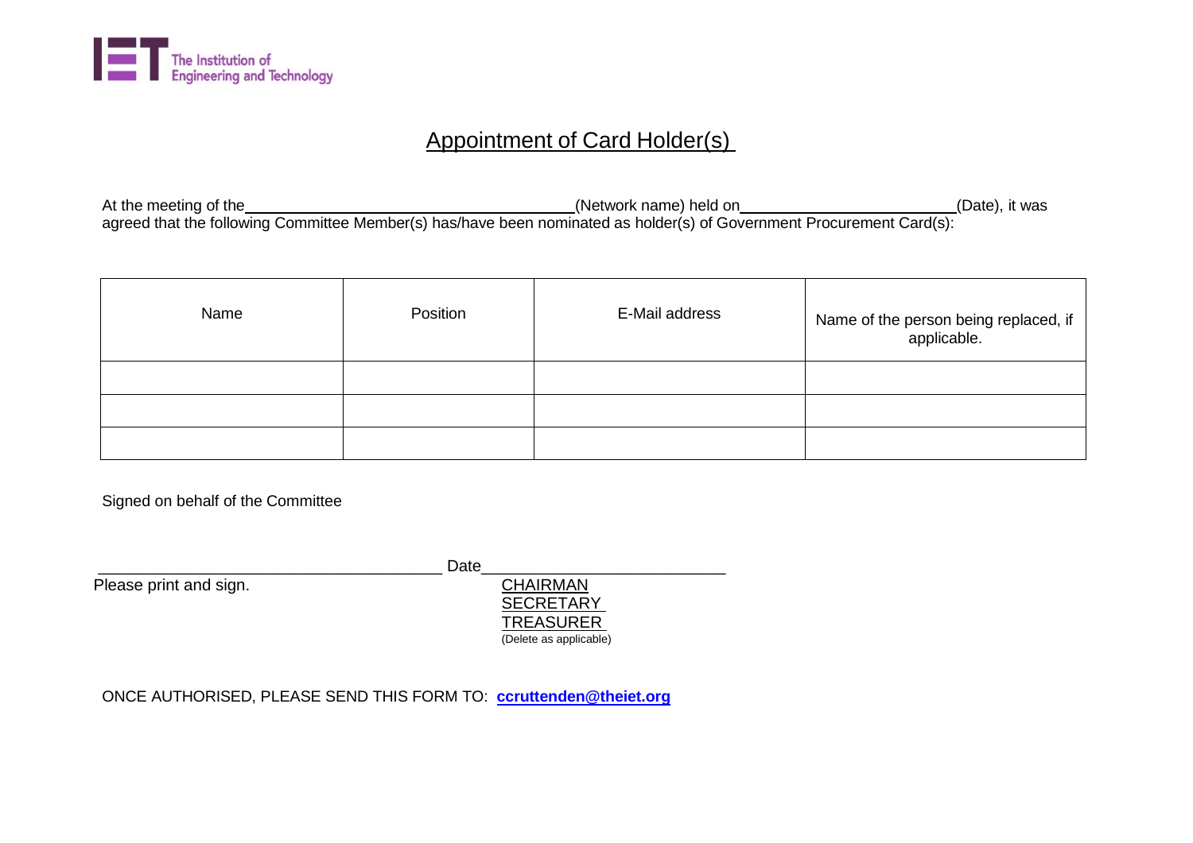The Institution of Engineering and Technology

# Appointment of Card Holder(s)

At the meeting of the_________________________________(Network name) held on______________________(Date), it was agreed that the following Committee Member(s) has/have been nominated as holder(s) of Government Procurement Card(s):

| Name | Position | E-Mail address | Name of the person being replaced, if applicable. |
|---|---|---|---|
| | | | |
| | | | |
| | | | |

Signed on behalf of the Committee

_______________________________________ Date___________________________

Please print and sign.

CHAIRMAN
SECRETARY
TREASURER
(Delete as applicable)

ONCE AUTHORISED, PLEASE SEND THIS FORM TO: **ccruttenden@theiet.org**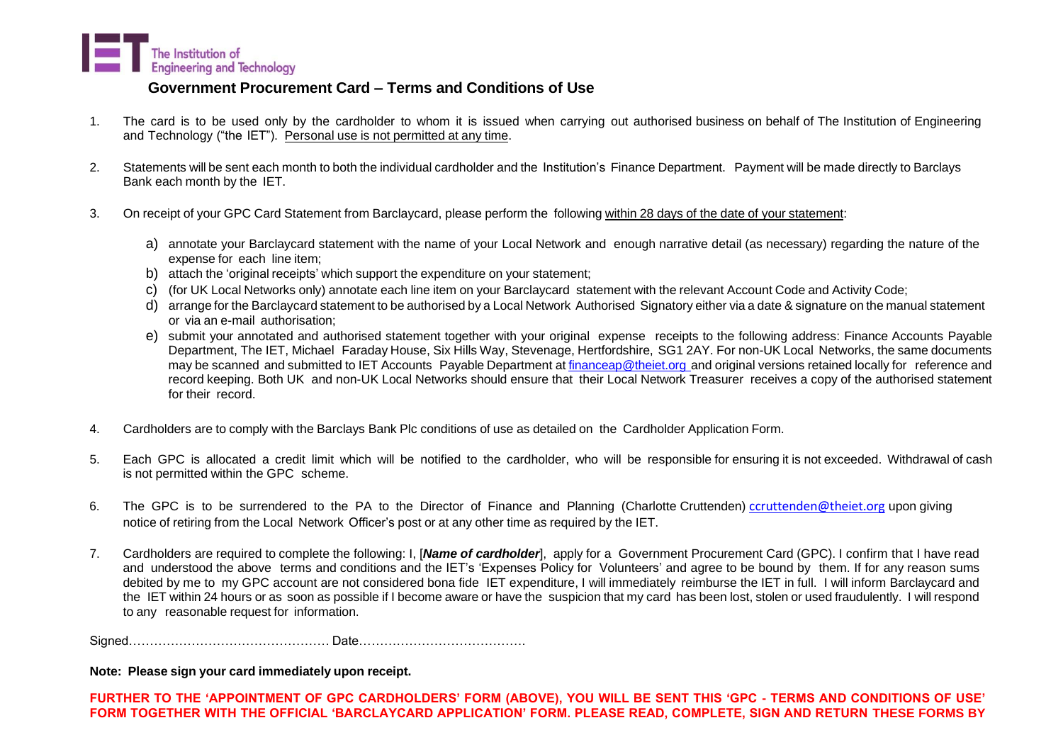The Institution of Engineering and Technology

## Government Procurement Card – Terms and Conditions of Use

1. The card is to be used only by the cardholder to whom it is issued when carrying out authorised business on behalf of The Institution of Engineering and Technology ("the IET"). Personal use is not permitted at any time.

2. Statements will be sent each month to both the individual cardholder and the Institution's Finance Department. Payment will be made directly to Barclays Bank each month by the IET.

3. On receipt of your GPC Card Statement from Barclaycard, please perform the following within 28 days of the date of your statement:

   a) annotate your Barclaycard statement with the name of your Local Network and enough narrative detail (as necessary) regarding the nature of the expense for each line item;
   b) attach the 'original receipts' which support the expenditure on your statement;
   c) (for UK Local Networks only) annotate each line item on your Barclaycard statement with the relevant Account Code and Activity Code;
   d) arrange for the Barclaycard statement to be authorised by a Local Network Authorised Signatory either via a date & signature on the manual statement or via an e-mail authorisation;
   e) submit your annotated and authorised statement together with your original expense receipts to the following address: Finance Accounts Payable Department, The IET, Michael Faraday House, Six Hills Way, Stevenage, Hertfordshire, SG1 2AY. For non-UK Local Networks, the same documents may be scanned and submitted to IET Accounts Payable Department at financeap@theiet.org and original versions retained locally for reference and record keeping. Both UK and non-UK Local Networks should ensure that their Local Network Treasurer receives a copy of the authorised statement for their record.

4. Cardholders are to comply with the Barclays Bank Plc conditions of use as detailed on the Cardholder Application Form.

5. Each GPC is allocated a credit limit which will be notified to the cardholder, who will be responsible for ensuring it is not exceeded. Withdrawal of cash is not permitted within the GPC scheme.

6. The GPC is to be surrendered to the PA to the Director of Finance and Planning (Charlotte Cruttenden) ccruttenden@theiet.org upon giving notice of retiring from the Local Network Officer's post or at any other time as required by the IET.

7. Cardholders are required to complete the following: I, [***Name of cardholder***], apply for a Government Procurement Card (GPC). I confirm that I have read and understood the above terms and conditions and the IET's 'Expenses Policy for Volunteers' and agree to be bound by them. If for any reason sums debited by me to my GPC account are not considered bona fide IET expenditure, I will immediately reimburse the IET in full. I will inform Barclaycard and the IET within 24 hours or as soon as possible if I become aware or have the suspicion that my card has been lost, stolen or used fraudulently. I will respond to any reasonable request for information.

Signed………………………………………… Date………………………………….

**Note: Please sign your card immediately upon receipt.**

**FURTHER TO THE 'APPOINTMENT OF GPC CARDHOLDERS' FORM (ABOVE), YOU WILL BE SENT THIS 'GPC - TERMS AND CONDITIONS OF USE' FORM TOGETHER WITH THE OFFICIAL 'BARCLAYCARD APPLICATION' FORM. PLEASE READ, COMPLETE, SIGN AND RETURN THESE FORMS BY**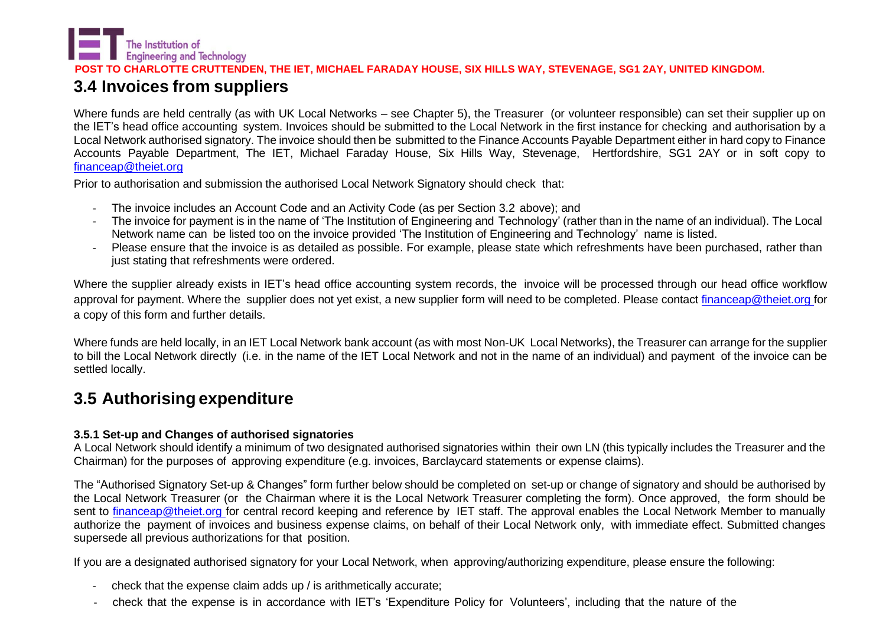**POST TO CHARLOTTE CRUTTENDEN, THE IET, MICHAEL FARADAY HOUSE, SIX HILLS WAY, STEVENAGE, SG1 2AY, UNITED KINGDOM.**

## 3.4 Invoices from suppliers

Where funds are held centrally (as with UK Local Networks – see Chapter 5), the Treasurer (or volunteer responsible) can set their supplier up on the IET's head office accounting system. Invoices should be submitted to the Local Network in the first instance for checking and authorisation by a Local Network authorised signatory. The invoice should then be submitted to the Finance Accounts Payable Department either in hard copy to Finance Accounts Payable Department, The IET, Michael Faraday House, Six Hills Way, Stevenage, Hertfordshire, SG1 2AY or in soft copy to financeap@theiet.org

Prior to authorisation and submission the authorised Local Network Signatory should check that:

- The invoice includes an Account Code and an Activity Code (as per Section 3.2 above); and
- The invoice for payment is in the name of 'The Institution of Engineering and Technology' (rather than in the name of an individual). The Local Network name can be listed too on the invoice provided 'The Institution of Engineering and Technology' name is listed.
- Please ensure that the invoice is as detailed as possible. For example, please state which refreshments have been purchased, rather than just stating that refreshments were ordered.

Where the supplier already exists in IET's head office accounting system records, the invoice will be processed through our head office workflow approval for payment. Where the supplier does not yet exist, a new supplier form will need to be completed. Please contact financeap@theiet.org for a copy of this form and further details.

Where funds are held locally, in an IET Local Network bank account (as with most Non-UK Local Networks), the Treasurer can arrange for the supplier to bill the Local Network directly (i.e. in the name of the IET Local Network and not in the name of an individual) and payment of the invoice can be settled locally.

## 3.5 Authorising expenditure

### 3.5.1 Set-up and Changes of authorised signatories

A Local Network should identify a minimum of two designated authorised signatories within their own LN (this typically includes the Treasurer and the Chairman) for the purposes of approving expenditure (e.g. invoices, Barclaycard statements or expense claims).

The "Authorised Signatory Set-up & Changes" form further below should be completed on set-up or change of signatory and should be authorised by the Local Network Treasurer (or the Chairman where it is the Local Network Treasurer completing the form). Once approved, the form should be sent to financeap@theiet.org for central record keeping and reference by IET staff. The approval enables the Local Network Member to manually authorize the payment of invoices and business expense claims, on behalf of their Local Network only, with immediate effect. Submitted changes supersede all previous authorizations for that position.

If you are a designated authorised signatory for your Local Network, when approving/authorizing expenditure, please ensure the following:

- check that the expense claim adds up / is arithmetically accurate;
- check that the expense is in accordance with IET's 'Expenditure Policy for Volunteers', including that the nature of the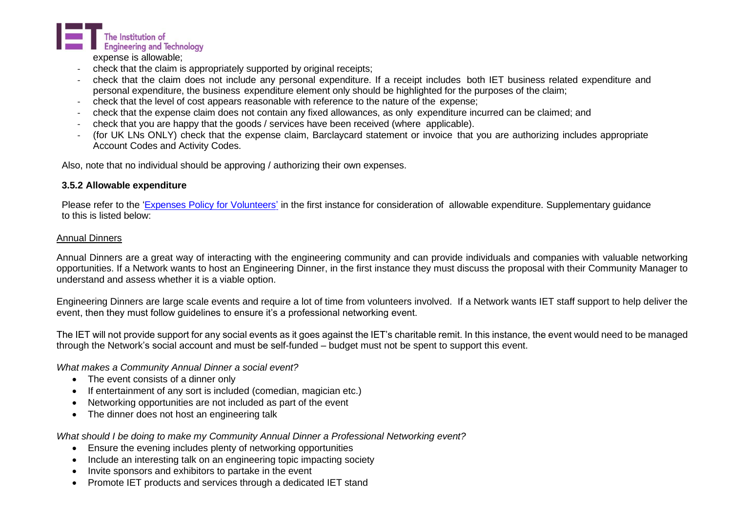expense is allowable;

- check that the claim is appropriately supported by original receipts;
- check that the claim does not include any personal expenditure. If a receipt includes both IET business related expenditure and personal expenditure, the business expenditure element only should be highlighted for the purposes of the claim;
- check that the level of cost appears reasonable with reference to the nature of the expense;
- check that the expense claim does not contain any fixed allowances, as only expenditure incurred can be claimed; and
- check that you are happy that the goods / services have been received (where applicable).
- (for UK LNs ONLY) check that the expense claim, Barclaycard statement or invoice that you are authorizing includes appropriate Account Codes and Activity Codes.

Also, note that no individual should be approving / authorizing their own expenses.

### 3.5.2 Allowable expenditure

Please refer to the 'Expenses Policy for Volunteers' in the first instance for consideration of allowable expenditure. Supplementary guidance to this is listed below:

Annual Dinners

Annual Dinners are a great way of interacting with the engineering community and can provide individuals and companies with valuable networking opportunities. If a Network wants to host an Engineering Dinner, in the first instance they must discuss the proposal with their Community Manager to understand and assess whether it is a viable option.

Engineering Dinners are large scale events and require a lot of time from volunteers involved. If a Network wants IET staff support to help deliver the event, then they must follow guidelines to ensure it's a professional networking event.

The IET will not provide support for any social events as it goes against the IET's charitable remit. In this instance, the event would need to be managed through the Network's social account and must be self-funded – budget must not be spent to support this event.

*What makes a Community Annual Dinner a social event?*

- The event consists of a dinner only
- If entertainment of any sort is included (comedian, magician etc.)
- Networking opportunities are not included as part of the event
- The dinner does not host an engineering talk

*What should I be doing to make my Community Annual Dinner a Professional Networking event?*

- Ensure the evening includes plenty of networking opportunities
- Include an interesting talk on an engineering topic impacting society
- Invite sponsors and exhibitors to partake in the event
- Promote IET products and services through a dedicated IET stand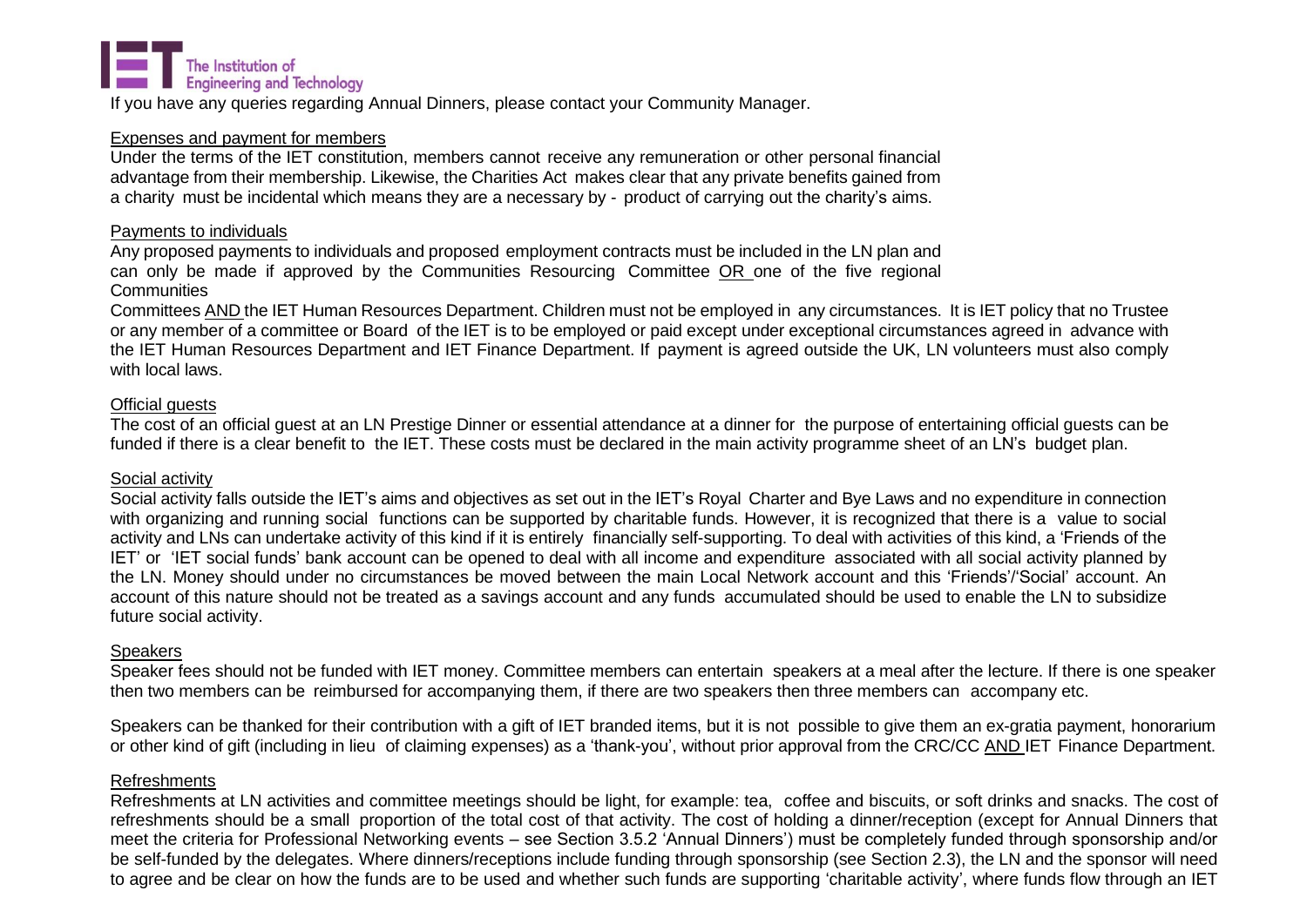If you have any queries regarding Annual Dinners, please contact your Community Manager.

### Expenses and payment for members

Under the terms of the IET constitution, members cannot receive any remuneration or other personal financial advantage from their membership. Likewise, the Charities Act makes clear that any private benefits gained from a charity must be incidental which means they are a necessary by - product of carrying out the charity's aims.

### Payments to individuals

Any proposed payments to individuals and proposed employment contracts must be included in the LN plan and can only be made if approved by the Communities Resourcing Committee OR one of the five regional Communities Committees AND the IET Human Resources Department. Children must not be employed in any circumstances. It is IET policy that no Trustee or any member of a committee or Board of the IET is to be employed or paid except under exceptional circumstances agreed in advance with the IET Human Resources Department and IET Finance Department. If payment is agreed outside the UK, LN volunteers must also comply with local laws.

### Official guests

The cost of an official guest at an LN Prestige Dinner or essential attendance at a dinner for the purpose of entertaining official guests can be funded if there is a clear benefit to the IET. These costs must be declared in the main activity programme sheet of an LN's budget plan.

### Social activity

Social activity falls outside the IET's aims and objectives as set out in the IET's Royal Charter and Bye Laws and no expenditure in connection with organizing and running social functions can be supported by charitable funds. However, it is recognized that there is a value to social activity and LNs can undertake activity of this kind if it is entirely financially self-supporting. To deal with activities of this kind, a 'Friends of the IET' or 'IET social funds' bank account can be opened to deal with all income and expenditure associated with all social activity planned by the LN. Money should under no circumstances be moved between the main Local Network account and this 'Friends'/'Social' account. An account of this nature should not be treated as a savings account and any funds accumulated should be used to enable the LN to subsidize future social activity.

### Speakers

Speaker fees should not be funded with IET money. Committee members can entertain speakers at a meal after the lecture. If there is one speaker then two members can be reimbursed for accompanying them, if there are two speakers then three members can accompany etc.

Speakers can be thanked for their contribution with a gift of IET branded items, but it is not possible to give them an ex-gratia payment, honorarium or other kind of gift (including in lieu of claiming expenses) as a 'thank-you', without prior approval from the CRC/CC AND IET Finance Department.

### Refreshments

Refreshments at LN activities and committee meetings should be light, for example: tea, coffee and biscuits, or soft drinks and snacks. The cost of refreshments should be a small proportion of the total cost of that activity. The cost of holding a dinner/reception (except for Annual Dinners that meet the criteria for Professional Networking events – see Section 3.5.2 'Annual Dinners') must be completely funded through sponsorship and/or be self-funded by the delegates. Where dinners/receptions include funding through sponsorship (see Section 2.3), the LN and the sponsor will need to agree and be clear on how the funds are to be used and whether such funds are supporting 'charitable activity', where funds flow through an IET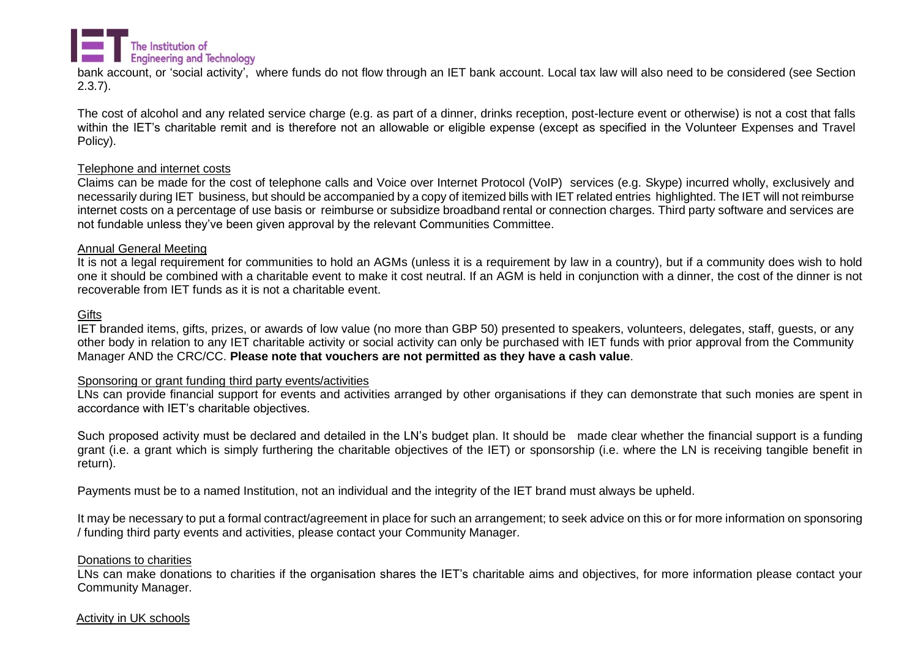bank account, or 'social activity', where funds do not flow through an IET bank account. Local tax law will also need to be considered (see Section 2.3.7).

The cost of alcohol and any related service charge (e.g. as part of a dinner, drinks reception, post-lecture event or otherwise) is not a cost that falls within the IET's charitable remit and is therefore not an allowable or eligible expense (except as specified in the Volunteer Expenses and Travel Policy).

Telephone and internet costs

Claims can be made for the cost of telephone calls and Voice over Internet Protocol (VoIP) services (e.g. Skype) incurred wholly, exclusively and necessarily during IET business, but should be accompanied by a copy of itemized bills with IET related entries highlighted. The IET will not reimburse internet costs on a percentage of use basis or reimburse or subsidize broadband rental or connection charges. Third party software and services are not fundable unless they've been given approval by the relevant Communities Committee.

Annual General Meeting

It is not a legal requirement for communities to hold an AGMs (unless it is a requirement by law in a country), but if a community does wish to hold one it should be combined with a charitable event to make it cost neutral. If an AGM is held in conjunction with a dinner, the cost of the dinner is not recoverable from IET funds as it is not a charitable event.

Gifts

IET branded items, gifts, prizes, or awards of low value (no more than GBP 50) presented to speakers, volunteers, delegates, staff, guests, or any other body in relation to any IET charitable activity or social activity can only be purchased with IET funds with prior approval from the Community Manager AND the CRC/CC. **Please note that vouchers are not permitted as they have a cash value**.

Sponsoring or grant funding third party events/activities

LNs can provide financial support for events and activities arranged by other organisations if they can demonstrate that such monies are spent in accordance with IET's charitable objectives.

Such proposed activity must be declared and detailed in the LN's budget plan. It should be made clear whether the financial support is a funding grant (i.e. a grant which is simply furthering the charitable objectives of the IET) or sponsorship (i.e. where the LN is receiving tangible benefit in return).

Payments must be to a named Institution, not an individual and the integrity of the IET brand must always be upheld.

It may be necessary to put a formal contract/agreement in place for such an arrangement; to seek advice on this or for more information on sponsoring / funding third party events and activities, please contact your Community Manager.

Donations to charities

LNs can make donations to charities if the organisation shares the IET's charitable aims and objectives, for more information please contact your Community Manager.

Activity in UK schools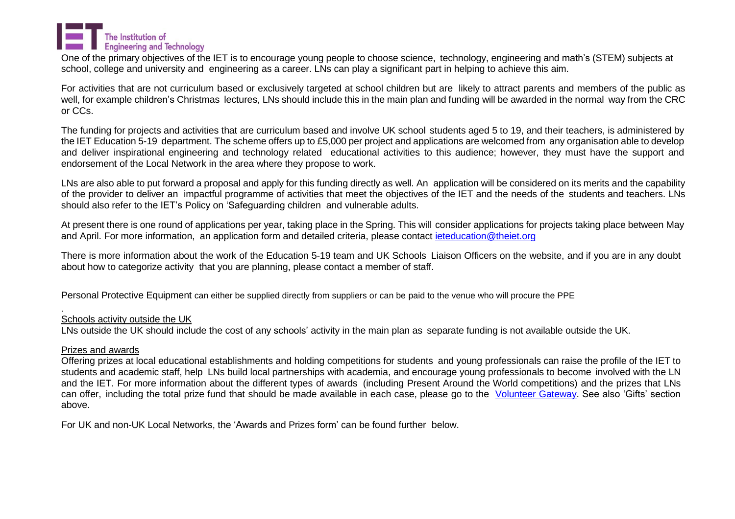One of the primary objectives of the IET is to encourage young people to choose science, technology, engineering and math's (STEM) subjects at school, college and university and engineering as a career. LNs can play a significant part in helping to achieve this aim.

For activities that are not curriculum based or exclusively targeted at school children but are likely to attract parents and members of the public as well, for example children's Christmas lectures, LNs should include this in the main plan and funding will be awarded in the normal way from the CRC or CCs.

The funding for projects and activities that are curriculum based and involve UK school students aged 5 to 19, and their teachers, is administered by the IET Education 5-19 department. The scheme offers up to £5,000 per project and applications are welcomed from any organisation able to develop and deliver inspirational engineering and technology related educational activities to this audience; however, they must have the support and endorsement of the Local Network in the area where they propose to work.

LNs are also able to put forward a proposal and apply for this funding directly as well. An application will be considered on its merits and the capability of the provider to deliver an impactful programme of activities that meet the objectives of the IET and the needs of the students and teachers. LNs should also refer to the IET's Policy on 'Safeguarding children and vulnerable adults.

At present there is one round of applications per year, taking place in the Spring. This will consider applications for projects taking place between May and April. For more information, an application form and detailed criteria, please contact [ieteducation@theiet.org](mailto:ieteducation@theiet.org)

There is more information about the work of the Education 5-19 team and UK Schools Liaison Officers on the website, and if you are in any doubt about how to categorize activity that you are planning, please contact a member of staff.

Personal Protective Equipment can either be supplied directly from suppliers or can be paid to the venue who will procure the PPE

.

Schools activity outside the UK

LNs outside the UK should include the cost of any schools' activity in the main plan as separate funding is not available outside the UK.

Prizes and awards

Offering prizes at local educational establishments and holding competitions for students and young professionals can raise the profile of the IET to students and academic staff, help LNs build local partnerships with academia, and encourage young professionals to become involved with the LN and the IET. For more information about the different types of awards (including Present Around the World competitions) and the prizes that LNs can offer, including the total prize fund that should be made available in each case, please go to the Volunteer Gateway. See also 'Gifts' section above.

For UK and non-UK Local Networks, the 'Awards and Prizes form' can be found further below.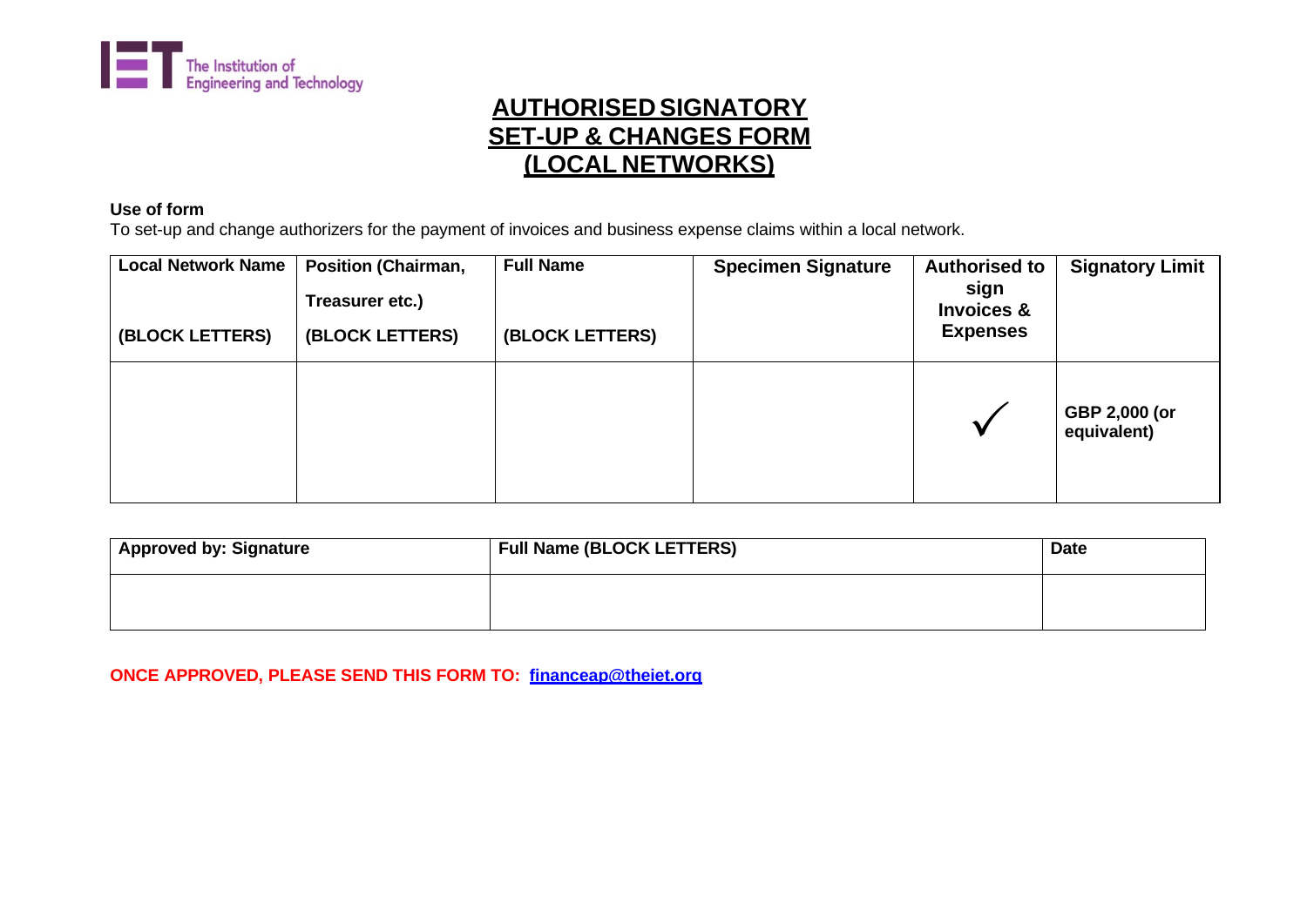# AUTHORISED SIGNATORY SET-UP & CHANGES FORM (LOCAL NETWORKS)

**Use of form**

To set-up and change authorizers for the payment of invoices and business expense claims within a local network.

| **Local Network Name (BLOCK LETTERS)** | **Position (Chairman, Treasurer etc.) (BLOCK LETTERS)** | **Full Name (BLOCK LETTERS)** | **Specimen Signature** | **Authorised to sign Invoices & Expenses** | **Signatory Limit** |
|---|---|---|---|---|---|
| | | | | ✓ | **GBP 2,000 (or equivalent)** |

| **Approved by: Signature** | **Full Name (BLOCK LETTERS)** | **Date** |
|---|---|---|
| | | |

**ONCE APPROVED, PLEASE SEND THIS FORM TO: financeap@theiet.org**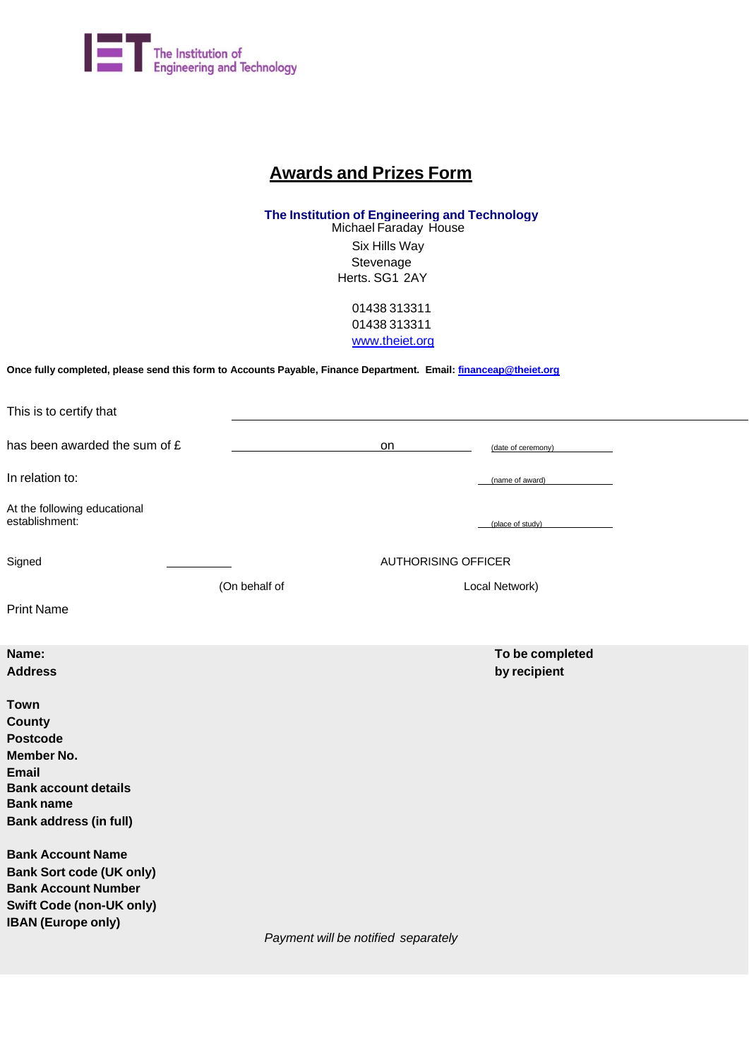The Institution of Engineering and Technology

# Awards and Prizes Form

**The Institution of Engineering and Technology**
Michael Faraday House
Six Hills Way
Stevenage
Herts. SG1 2AY

01438 313311
01438 313311
www.theiet.org

**Once fully completed, please send this form to Accounts Payable, Finance Department. Email: financeap@theiet.org**

This is to certify that ________________________________________

has been awarded the sum of £ ____________________ on ______________ (date of ceremony) ______________

In relation to: (name of award) ______________

At the following educational establishment: (place of study) ______________

Signed ____________ AUTHORISING OFFICER

(On behalf of Local Network)

Print Name

**Name:**
**Address**

**To be completed by recipient**

**Town**
**County**
**Postcode**
**Member No.**
**Email**
**Bank account details**
**Bank name**
**Bank address (in full)**

**Bank Account Name**
**Bank Sort code (UK only)**
**Bank Account Number**
**Swift Code (non-UK only)**
**IBAN (Europe only)**

*Payment will be notified separately*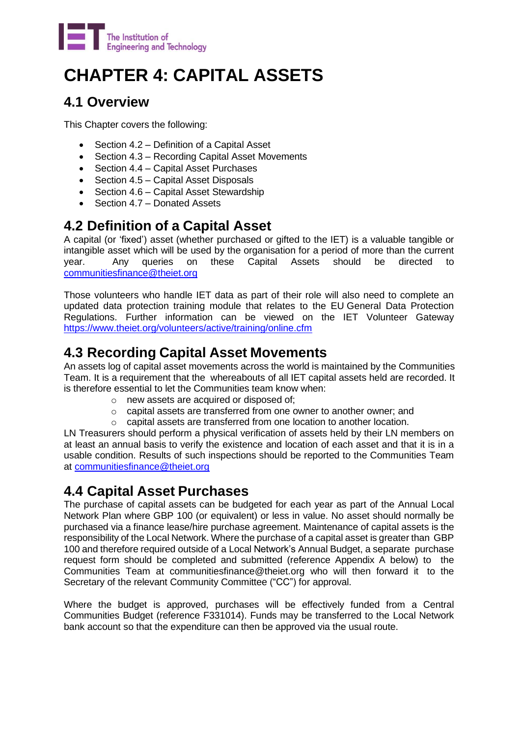# CHAPTER 4: CAPITAL ASSETS

## 4.1 Overview

This Chapter covers the following:

- Section 4.2 – Definition of a Capital Asset
- Section 4.3 – Recording Capital Asset Movements
- Section 4.4 – Capital Asset Purchases
- Section 4.5 – Capital Asset Disposals
- Section 4.6 – Capital Asset Stewardship
- Section 4.7 – Donated Assets

## 4.2 Definition of a Capital Asset

A capital (or 'fixed') asset (whether purchased or gifted to the IET) is a valuable tangible or intangible asset which will be used by the organisation for a period of more than the current year. Any queries on these Capital Assets should be directed to communitiesfinance@theiet.org

Those volunteers who handle IET data as part of their role will also need to complete an updated data protection training module that relates to the EU General Data Protection Regulations. Further information can be viewed on the IET Volunteer Gateway https://www.theiet.org/volunteers/active/training/online.cfm

## 4.3 Recording Capital Asset Movements

An assets log of capital asset movements across the world is maintained by the Communities Team. It is a requirement that the whereabouts of all IET capital assets held are recorded. It is therefore essential to let the Communities team know when:

- new assets are acquired or disposed of;
- capital assets are transferred from one owner to another owner; and
- capital assets are transferred from one location to another location.

LN Treasurers should perform a physical verification of assets held by their LN members on at least an annual basis to verify the existence and location of each asset and that it is in a usable condition. Results of such inspections should be reported to the Communities Team at communitiesfinance@theiet.org

## 4.4 Capital Asset Purchases

The purchase of capital assets can be budgeted for each year as part of the Annual Local Network Plan where GBP 100 (or equivalent) or less in value. No asset should normally be purchased via a finance lease/hire purchase agreement. Maintenance of capital assets is the responsibility of the Local Network. Where the purchase of a capital asset is greater than GBP 100 and therefore required outside of a Local Network's Annual Budget, a separate purchase request form should be completed and submitted (reference Appendix A below) to the Communities Team at communitiesfinance@theiet.org who will then forward it to the Secretary of the relevant Community Committee ("CC") for approval.

Where the budget is approved, purchases will be effectively funded from a Central Communities Budget (reference F331014). Funds may be transferred to the Local Network bank account so that the expenditure can then be approved via the usual route.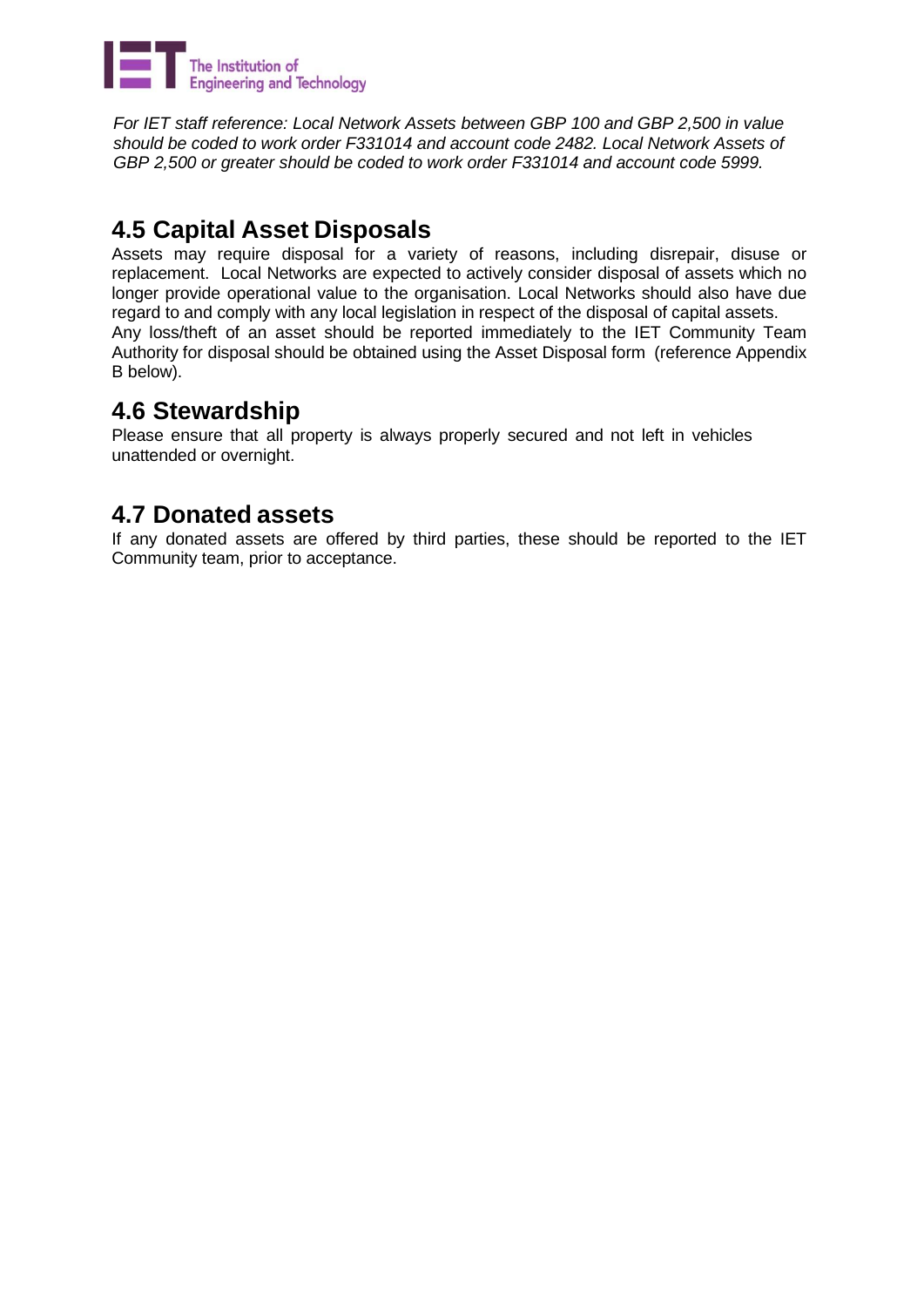*For IET staff reference: Local Network Assets between GBP 100 and GBP 2,500 in value should be coded to work order F331014 and account code 2482. Local Network Assets of GBP 2,500 or greater should be coded to work order F331014 and account code 5999.*

## 4.5 Capital Asset Disposals

Assets may require disposal for a variety of reasons, including disrepair, disuse or replacement. Local Networks are expected to actively consider disposal of assets which no longer provide operational value to the organisation. Local Networks should also have due regard to and comply with any local legislation in respect of the disposal of capital assets.
Any loss/theft of an asset should be reported immediately to the IET Community Team Authority for disposal should be obtained using the Asset Disposal form (reference Appendix B below).

## 4.6 Stewardship

Please ensure that all property is always properly secured and not left in vehicles unattended or overnight.

## 4.7 Donated assets

If any donated assets are offered by third parties, these should be reported to the IET Community team, prior to acceptance.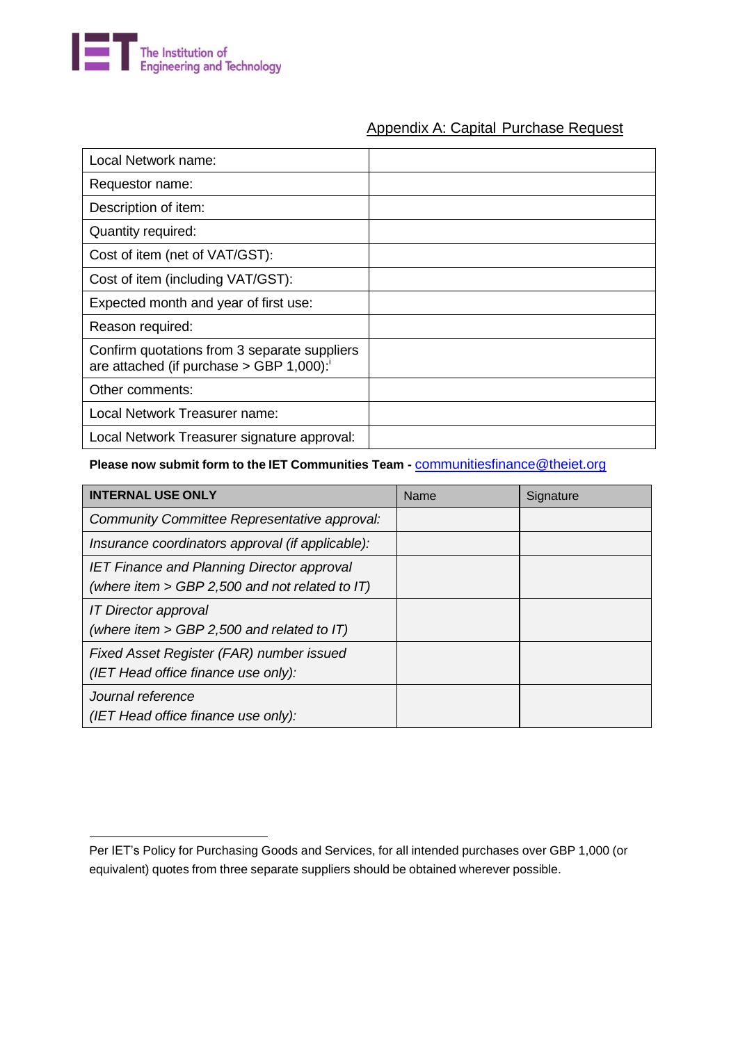## Appendix A: Capital Purchase Request

| | |
|---|---|
| Local Network name: | |
| Requestor name: | |
| Description of item: | |
| Quantity required: | |
| Cost of item (net of VAT/GST): | |
| Cost of item (including VAT/GST): | |
| Expected month and year of first use: | |
| Reason required: | |
| Confirm quotations from 3 separate suppliers are attached (if purchase > GBP 1,000):[i] | |
| Other comments: | |
| Local Network Treasurer name: | |
| Local Network Treasurer signature approval: | |

**Please now submit form to the IET Communities Team -** communitiesfinance@theiet.org

| **INTERNAL USE ONLY** | Name | Signature |
|---|---|---|
| *Community Committee Representative approval:* | | |
| *Insurance coordinators approval (if applicable):* | | |
| *IET Finance and Planning Director approval (where item > GBP 2,500 and not related to IT)* | | |
| *IT Director approval (where item > GBP 2,500 and related to IT)* | | |
| *Fixed Asset Register (FAR) number issued (IET Head office finance use only):* | | |
| *Journal reference (IET Head office finance use only):* | | |

---

Per IET's Policy for Purchasing Goods and Services, for all intended purchases over GBP 1,000 (or equivalent) quotes from three separate suppliers should be obtained wherever possible.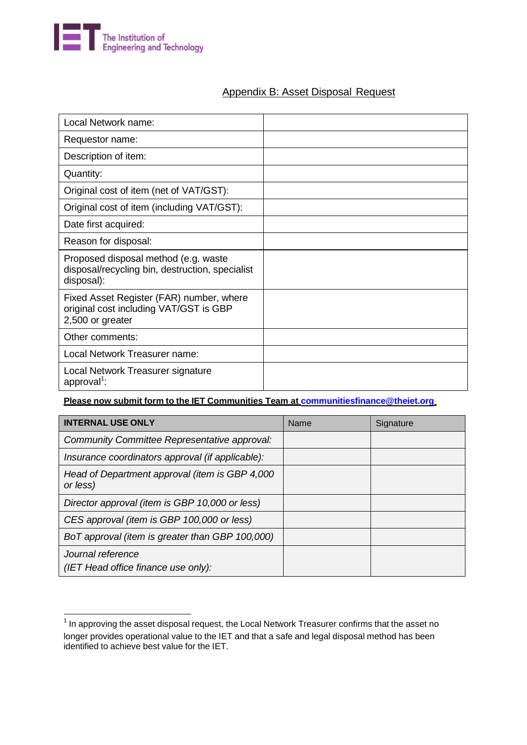## Appendix B: Asset Disposal Request

| | |
|---|---|
| Local Network name: | |
| Requestor name: | |
| Description of item: | |
| Quantity: | |
| Original cost of item (net of VAT/GST): | |
| Original cost of item (including VAT/GST): | |
| Date first acquired: | |
| Reason for disposal: | |
| Proposed disposal method (e.g. waste disposal/recycling bin, destruction, specialist disposal): | |
| Fixed Asset Register (FAR) number, where original cost including VAT/GST is GBP 2,500 or greater | |
| Other comments: | |
| Local Network Treasurer name: | |
| Local Network Treasurer signature approval[1]: | |

**Please now submit form to the IET Communities Team at communitiesfinance@theiet.org**

| **INTERNAL USE ONLY** | Name | Signature |
|---|---|---|
| *Community Committee Representative approval:* | | |
| *Insurance coordinators approval (if applicable):* | | |
| *Head of Department approval (item is GBP 4,000 or less)* | | |
| *Director approval (item is GBP 10,000 or less)* | | |
| *CES approval (item is GBP 100,000 or less)* | | |
| *BoT approval (item is greater than GBP 100,000)* | | |
| *Journal reference (IET Head office finance use only):* | | |

[1] In approving the asset disposal request, the Local Network Treasurer confirms that the asset no longer provides operational value to the IET and that a safe and legal disposal method has been identified to achieve best value for the IET.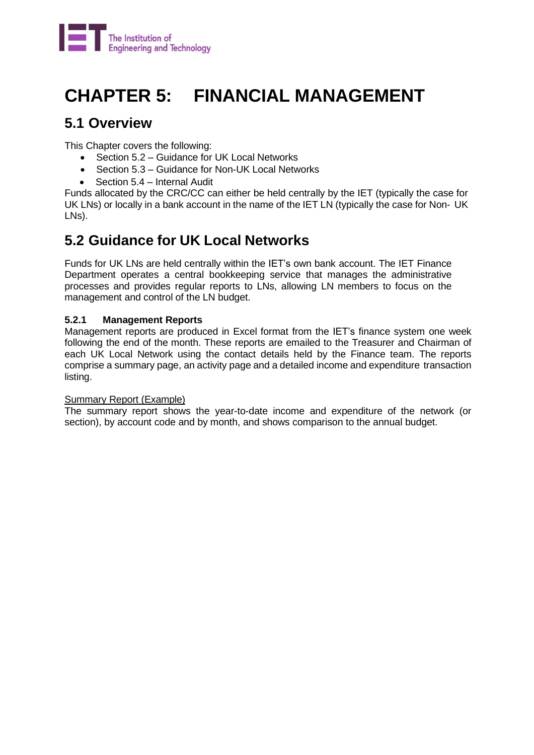# CHAPTER 5: FINANCIAL MANAGEMENT

## 5.1 Overview

This Chapter covers the following:

- Section 5.2 – Guidance for UK Local Networks
- Section 5.3 – Guidance for Non-UK Local Networks
- Section 5.4 – Internal Audit

Funds allocated by the CRC/CC can either be held centrally by the IET (typically the case for UK LNs) or locally in a bank account in the name of the IET LN (typically the case for Non- UK LNs).

## 5.2 Guidance for UK Local Networks

Funds for UK LNs are held centrally within the IET's own bank account. The IET Finance Department operates a central bookkeeping service that manages the administrative processes and provides regular reports to LNs, allowing LN members to focus on the management and control of the LN budget.

### 5.2.1 Management Reports

Management reports are produced in Excel format from the IET's finance system one week following the end of the month. These reports are emailed to the Treasurer and Chairman of each UK Local Network using the contact details held by the Finance team. The reports comprise a summary page, an activity page and a detailed income and expenditure transaction listing.

Summary Report (Example)

The summary report shows the year-to-date income and expenditure of the network (or section), by account code and by month, and shows comparison to the annual budget.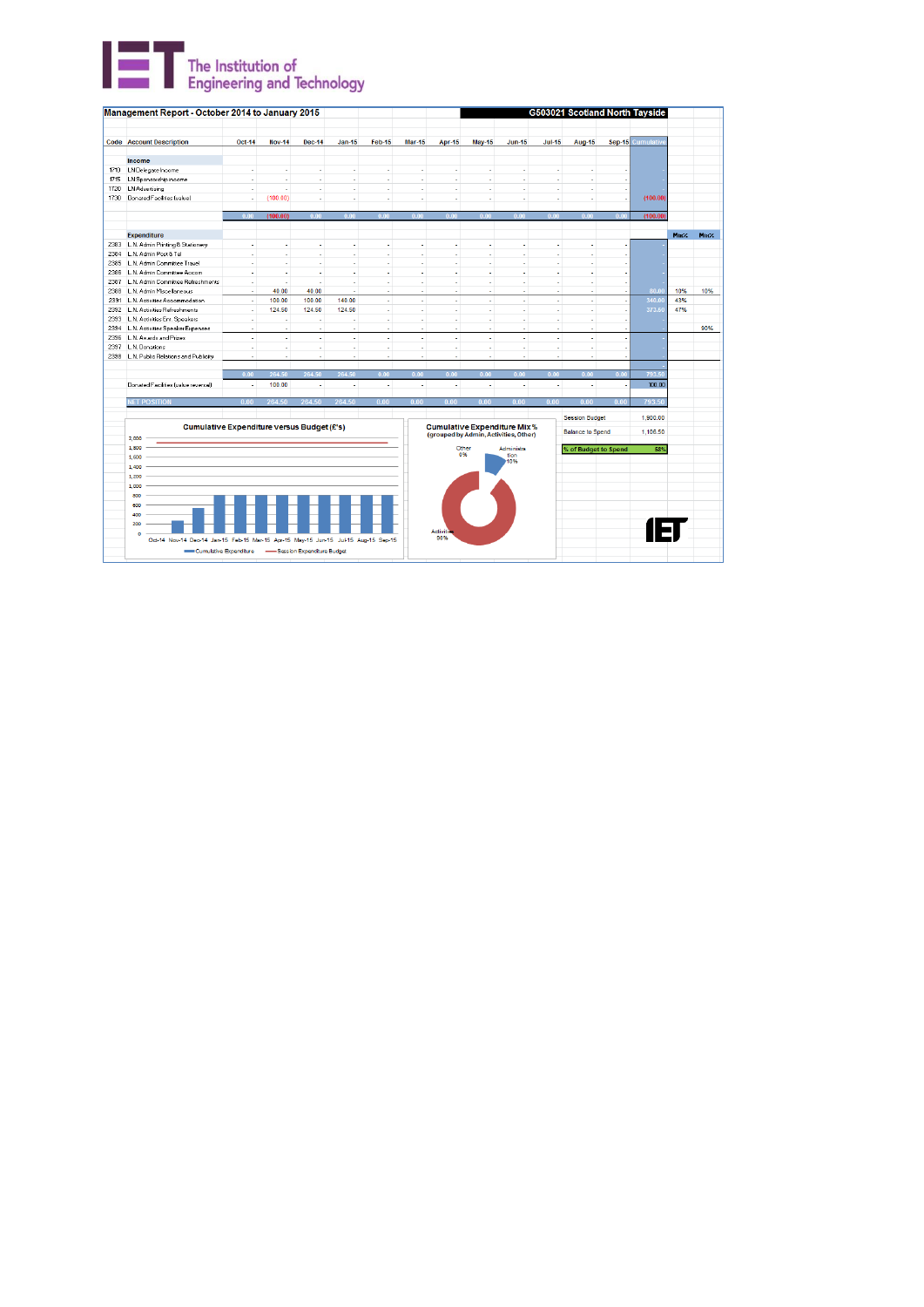# The Institution of Engineering and Technology

**Management Report - October 2014 to January 2015** | **G503021 Scotland North Tayside**

| Code | Account Description | Oct-14 | Nov-14 | Dec-14 | Jan-15 | Feb-15 | Mar-15 | Apr-15 | May-15 | Jun-15 | Jul-15 | Aug-15 | Sep-15 | Cumulative | Mix% | Mix% |
|---|---|---|---|---|---|---|---|---|---|---|---|---|---|---|---|---|
| | **Income** | | | | | | | | | | | | | | | |
| 1710 | LN Delegate Income | - | - | - | - | - | - | - | - | - | - | - | - | - | | |
| 1715 | LN Sponsorship income | - | - | - | - | - | - | - | - | - | - | - | - | - | | |
| 1720 | LN Advertising | - | - | - | - | - | - | - | - | - | - | - | - | - | | |
| 1730 | Donated Facilities (value) | - | (100.00) | - | - | - | - | - | - | - | - | - | - | (100.00) | | |
| | | 0.00 | (100.00) | 0.00 | 0.00 | 0.00 | 0.00 | 0.00 | 0.00 | 0.00 | 0.00 | 0.00 | 0.00 | (100.00) | | |
| | **Expenditure** | | | | | | | | | | | | | | | |
| 2383 | L.N. Admin Printing & Stationery | - | - | - | - | - | - | - | - | - | - | - | - | - | | |
| 2384 | L.N. Admin Post & Tel | - | - | - | - | - | - | - | - | - | - | - | - | - | | |
| 2385 | L.N. Admin Committee Travel | - | - | - | - | - | - | - | - | - | - | - | - | - | | |
| 2386 | L.N. Admin Committee Accom | - | - | - | - | - | - | - | - | - | - | - | - | - | | |
| 2387 | L.N. Admin Committee Refreshments | - | - | - | - | - | - | - | - | - | - | - | - | - | | |
| 2388 | L.N. Admin Miscellaneous | - | 40.00 | 40.00 | - | - | - | - | - | - | - | - | - | 80.00 | 10% | 10% |
| 2391 | L.N. Activities Accommodation | - | 100.00 | 100.00 | 140.00 | - | - | - | - | - | - | - | - | 340.00 | 43% | |
| 2392 | L.N. Activities Refreshments | - | 124.50 | 124.50 | 124.50 | - | - | - | - | - | - | - | - | 373.50 | 47% | |
| 2393 | L.N. Activities Ent. Speakers | - | - | - | - | - | - | - | - | - | - | - | - | - | | |
| 2394 | L.N. Activities Speaker Expenses | - | - | - | - | - | - | - | - | - | - | - | - | - | | 90% |
| 2396 | L.N. Awards and Prizes | - | - | - | - | - | - | - | - | - | - | - | - | - | | |
| 2397 | L.N. Donations | - | - | - | - | - | - | - | - | - | - | - | - | - | | |
| 2398 | L.N. Public Relations and Publicity | - | - | - | - | - | - | - | - | - | - | - | - | - | | |
| | | 0.00 | 264.50 | 264.50 | 264.50 | 0.00 | 0.00 | 0.00 | 0.00 | 0.00 | 0.00 | 0.00 | 0.00 | 793.50 | | |
| | Donated Facilities (value reversal) | - | 100.00 | - | - | - | - | - | - | - | - | - | - | 100.00 | | |
| | NET POSITION | 0.00 | 264.50 | 264.50 | 264.50 | 0.00 | 0.00 | 0.00 | 0.00 | 0.00 | 0.00 | 0.00 | 0.00 | 793.50 | | |

| | |
|---|---|
| Session Budget | 1,900.00 |
| Balance to Spend | 1,106.50 |
| % of Budget to Spend | 58% |

**Cumulative Expenditure versus Budget (£'s)**

**Cumulative Expenditure Mix %** (grouped by Admin, Activities, Other)

Other 0%; Administration 10%; Activities 90%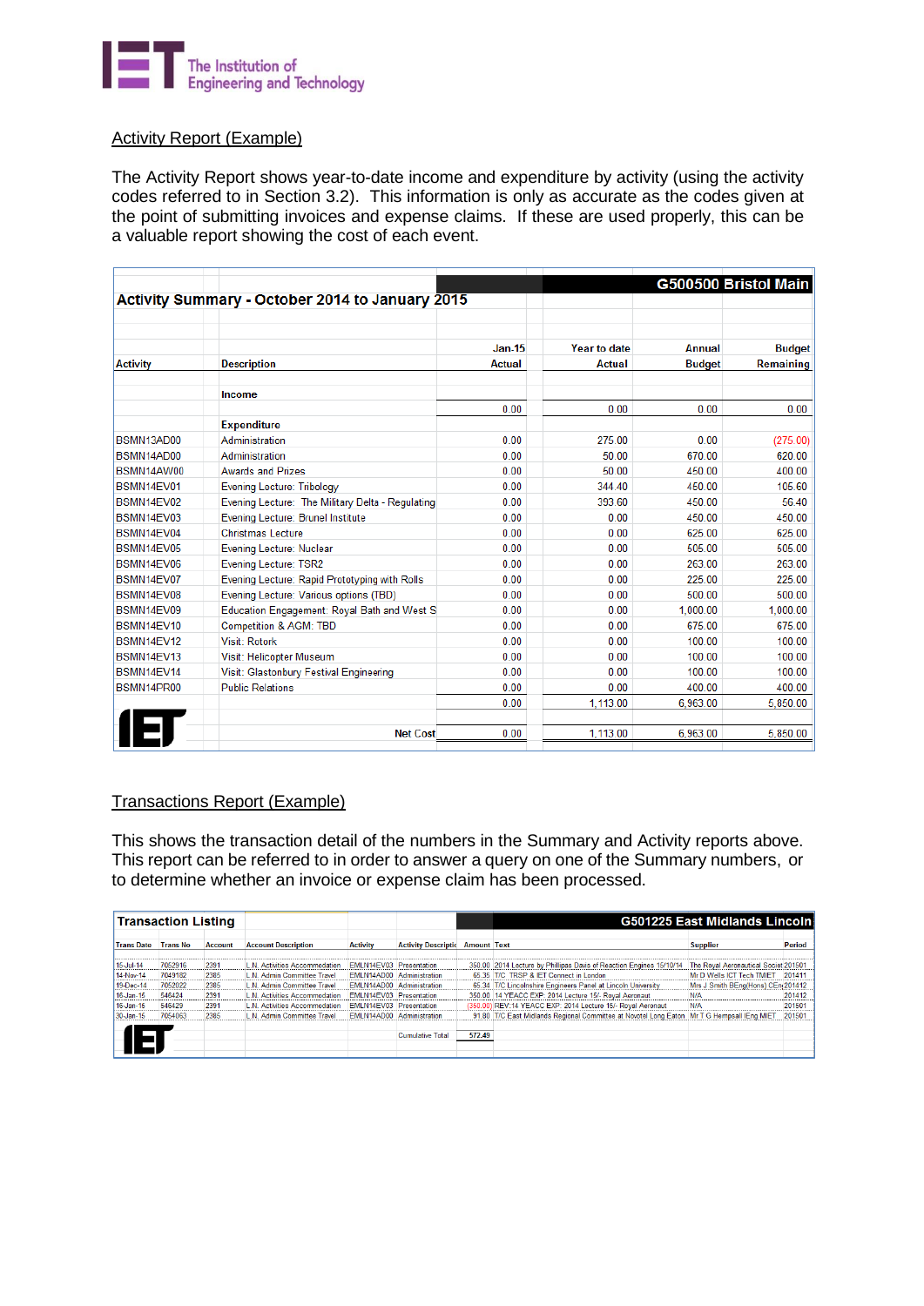## Activity Report (Example)

The Activity Report shows year-to-date income and expenditure by activity (using the activity codes referred to in Section 3.2). This information is only as accurate as the codes given at the point of submitting invoices and expense claims. If these are used properly, this can be a valuable report showing the cost of each event.

**Activity Summary - October 2014 to January 2015** — **G500500 Bristol Main**

| Activity | Description | Jan-15 Actual | Year to date Actual | Annual Budget | Budget Remaining |
|---|---|---|---|---|---|
| | **Income** | | | | |
| | | 0.00 | 0.00 | 0.00 | 0.00 |
| | **Expenditure** | | | | |
| BSMN13AD00 | Administration | 0.00 | 275.00 | 0.00 | (275.00) |
| BSMN14AD00 | Administration | 0.00 | 50.00 | 670.00 | 620.00 |
| BSMN14AW00 | Awards and Prizes | 0.00 | 50.00 | 450.00 | 400.00 |
| BSMN14EV01 | Evening Lecture: Tribology | 0.00 | 344.40 | 450.00 | 105.60 |
| BSMN14EV02 | Evening Lecture: The Military Delta - Regulating | 0.00 | 393.60 | 450.00 | 56.40 |
| BSMN14EV03 | Evening Lecture: Brunel Institute | 0.00 | 0.00 | 450.00 | 450.00 |
| BSMN14EV04 | Christmas Lecture | 0.00 | 0.00 | 625.00 | 625.00 |
| BSMN14EV05 | Evening Lecture: Nuclear | 0.00 | 0.00 | 505.00 | 505.00 |
| BSMN14EV06 | Evening Lecture: TSR2 | 0.00 | 0.00 | 263.00 | 263.00 |
| BSMN14EV07 | Evening Lecture: Rapid Prototyping with Rolls | 0.00 | 0.00 | 225.00 | 225.00 |
| BSMN14EV08 | Evening Lecture: Various options (TBD) | 0.00 | 0.00 | 500.00 | 500.00 |
| BSMN14EV09 | Education Engagement: Royal Bath and West S | 0.00 | 0.00 | 1,000.00 | 1,000.00 |
| BSMN14EV10 | Competition & AGM: TBD | 0.00 | 0.00 | 675.00 | 675.00 |
| BSMN14EV12 | Visit: Rotork | 0.00 | 0.00 | 100.00 | 100.00 |
| BSMN14EV13 | Visit: Helicopter Museum | 0.00 | 0.00 | 100.00 | 100.00 |
| BSMN14EV14 | Visit: Glastonbury Festival Engineering | 0.00 | 0.00 | 100.00 | 100.00 |
| BSMN14PR00 | Public Relations | 0.00 | 0.00 | 400.00 | 400.00 |
| | | 0.00 | 1,113.00 | 6,963.00 | 5,850.00 |
| | **Net Cost** | 0.00 | 1,113.00 | 6,963.00 | 5,850.00 |

## Transactions Report (Example)

This shows the transaction detail of the numbers in the Summary and Activity reports above. This report can be referred to in order to answer a query on one of the Summary numbers, or to determine whether an invoice or expense claim has been processed.

**Transaction Listing** — **G501225 East Midlands Lincoln**

| Trans Date | Trans No | Account | Account Description | Activity | Activity Description | Amount | Text | Supplier | Period |
|---|---|---|---|---|---|---|---|---|---|
| 15-Jul-14 | 7052916 | 2391 | L.N. Activities Accommodation | EMLN14EV03 | Presentation | 350.00 | 2014 Lecture by Phillipas Davis of Reaction Engines 15/10/14 | The Royal Aeronautical Societ | 201501 |
| 14-Nov-14 | 7049182 | 2385 | L.N. Admin Committee Travel | EMLN14AD00 | Administration | 65.35 | T/C TRSP & IET Connect in London | Mr D Wells ICT Tech TMIET | 201411 |
| 19-Dec-14 | 7052022 | 2385 | L.N. Admin Committee Travel | EMLN14AD00 | Administration | 65.34 | T/C Lincolnshire Engineers Panel at Lincoln University | Mrs J Smith BEng(Hons) CEng | 201412 |
| 16-Jan-15 | 546424 | 2391 | L.N. Activities Accommodation | EMLN14EV03 | Presentation | 350.00 | 14 YEACC EXP: 2014 Lecture 15/- Royal Aeronaut | N/A | 201412 |
| 16-Jan-15 | 546429 | 2391 | L.N. Activities Accommodation | EMLN14EV03 | Presentation | (350.00) | REV:14 YEACC EXP: 2014 Lecture 15/- Royal Aeronaut | N/A | 201501 |
| 30-Jan-15 | 7054063 | 2385 | L.N. Admin Committee Travel | EMLN14AD00 | Administration | 91.80 | T/C East Midlands Regional Committee at Novotel Long Eaton | Mr T G Hempsall IEng MIET | 201501 |
| | | | | | Cumulative Total | 572.49 | | | |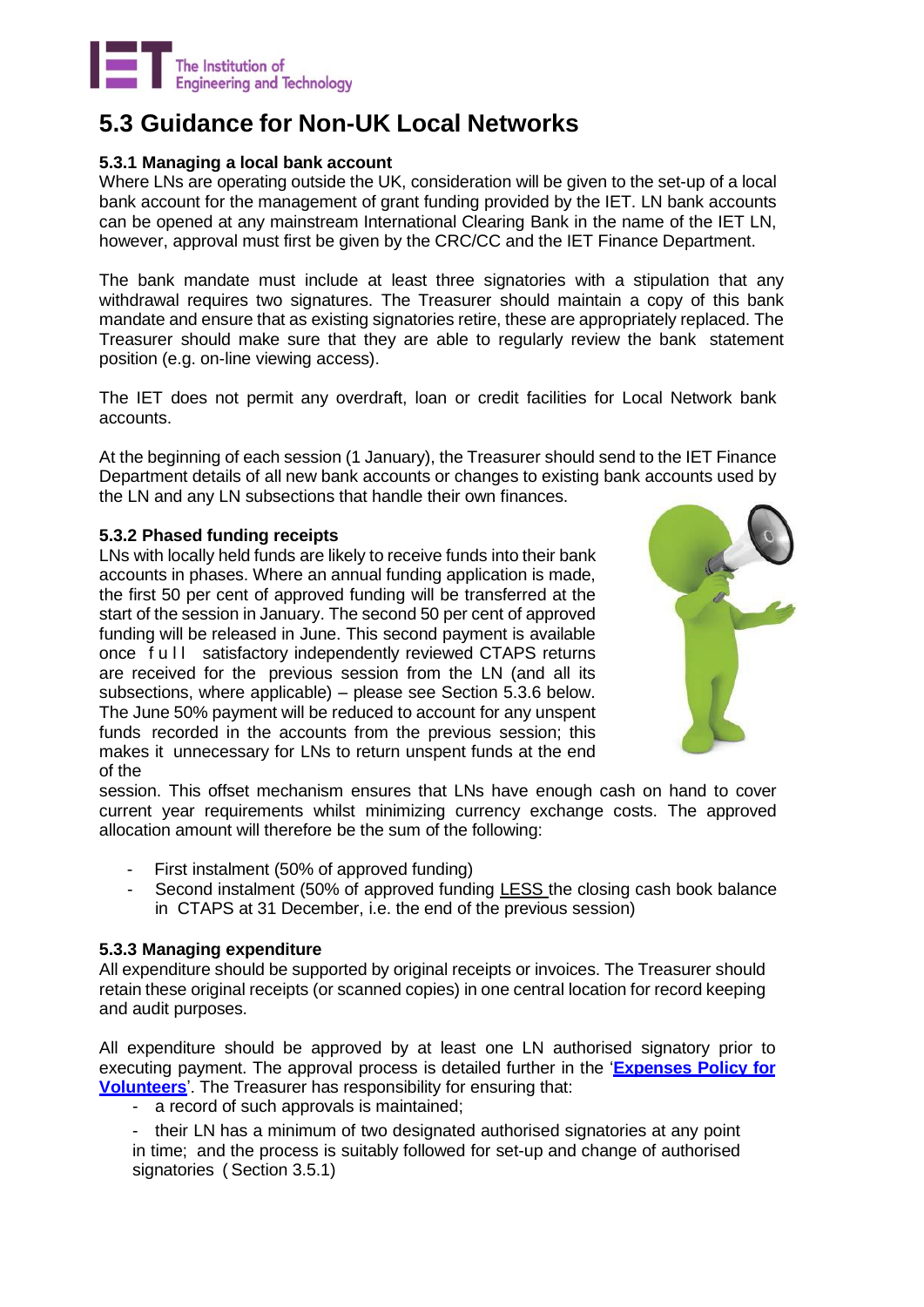## 5.3 Guidance for Non-UK Local Networks

### 5.3.1 Managing a local bank account

Where LNs are operating outside the UK, consideration will be given to the set-up of a local bank account for the management of grant funding provided by the IET. LN bank accounts can be opened at any mainstream International Clearing Bank in the name of the IET LN, however, approval must first be given by the CRC/CC and the IET Finance Department.

The bank mandate must include at least three signatories with a stipulation that any withdrawal requires two signatures. The Treasurer should maintain a copy of this bank mandate and ensure that as existing signatories retire, these are appropriately replaced. The Treasurer should make sure that they are able to regularly review the bank statement position (e.g. on-line viewing access).

The IET does not permit any overdraft, loan or credit facilities for Local Network bank accounts.

At the beginning of each session (1 January), the Treasurer should send to the IET Finance Department details of all new bank accounts or changes to existing bank accounts used by the LN and any LN subsections that handle their own finances.

### 5.3.2 Phased funding receipts

LNs with locally held funds are likely to receive funds into their bank accounts in phases. Where an annual funding application is made, the first 50 per cent of approved funding will be transferred at the start of the session in January. The second 50 per cent of approved funding will be released in June. This second payment is available once full satisfactory independently reviewed CTAPS returns are received for the previous session from the LN (and all its subsections, where applicable) – please see Section 5.3.6 below. The June 50% payment will be reduced to account for any unspent funds recorded in the accounts from the previous session; this makes it unnecessary for LNs to return unspent funds at the end of the session. This offset mechanism ensures that LNs have enough cash on hand to cover current year requirements whilst minimizing currency exchange costs. The approved allocation amount will therefore be the sum of the following:

- First instalment (50% of approved funding)
- Second instalment (50% of approved funding LESS the closing cash book balance in CTAPS at 31 December, i.e. the end of the previous session)

### 5.3.3 Managing expenditure

All expenditure should be supported by original receipts or invoices. The Treasurer should retain these original receipts (or scanned copies) in one central location for record keeping and audit purposes.

All expenditure should be approved by at least one LN authorised signatory prior to executing payment. The approval process is detailed further in the '**Expenses Policy for Volunteers**'. The Treasurer has responsibility for ensuring that:

- a record of such approvals is maintained;
- their LN has a minimum of two designated authorised signatories at any point in time; and the process is suitably followed for set-up and change of authorised signatories (Section 3.5.1)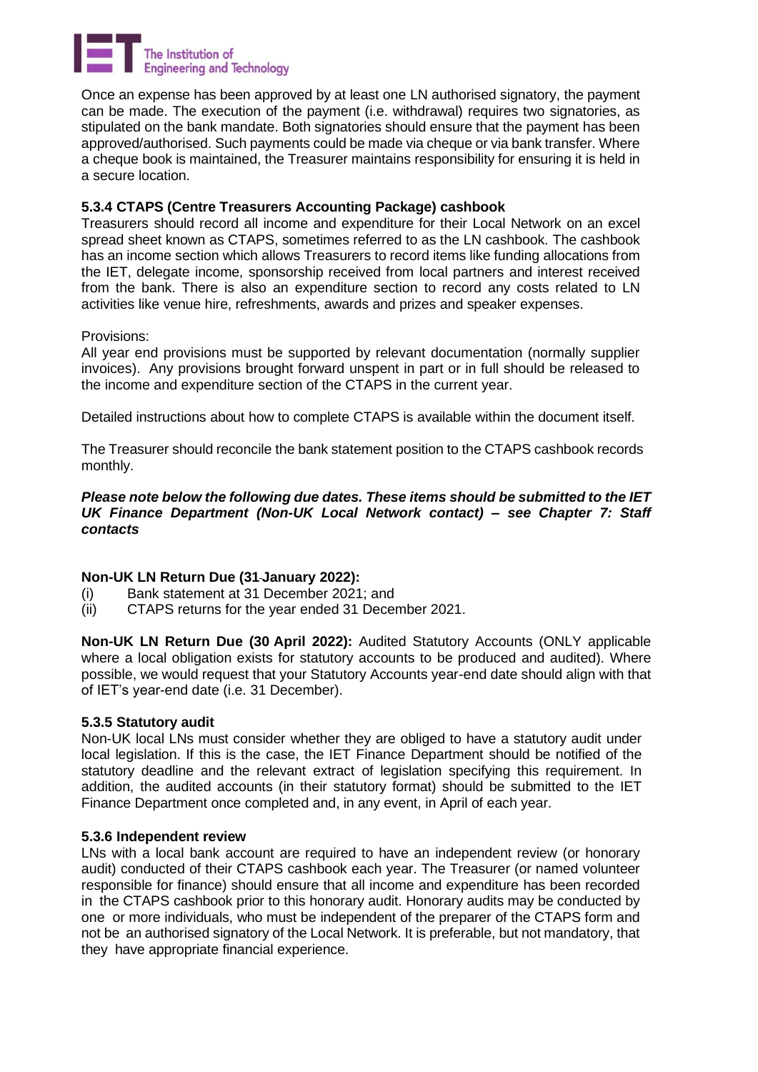Once an expense has been approved by at least one LN authorised signatory, the payment can be made. The execution of the payment (i.e. withdrawal) requires two signatories, as stipulated on the bank mandate. Both signatories should ensure that the payment has been approved/authorised. Such payments could be made via cheque or via bank transfer. Where a cheque book is maintained, the Treasurer maintains responsibility for ensuring it is held in a secure location.

### 5.3.4 CTAPS (Centre Treasurers Accounting Package) cashbook

Treasurers should record all income and expenditure for their Local Network on an excel spread sheet known as CTAPS, sometimes referred to as the LN cashbook. The cashbook has an income section which allows Treasurers to record items like funding allocations from the IET, delegate income, sponsorship received from local partners and interest received from the bank. There is also an expenditure section to record any costs related to LN activities like venue hire, refreshments, awards and prizes and speaker expenses.

Provisions:
All year end provisions must be supported by relevant documentation (normally supplier invoices). Any provisions brought forward unspent in part or in full should be released to the income and expenditure section of the CTAPS in the current year.

Detailed instructions about how to complete CTAPS is available within the document itself.

The Treasurer should reconcile the bank statement position to the CTAPS cashbook records monthly.

***Please note below the following due dates. These items should be submitted to the IET UK Finance Department (Non-UK Local Network contact) – see Chapter 7: Staff contacts***

**Non-UK LN Return Due (31 January 2022):**

(i) Bank statement at 31 December 2021; and
(ii) CTAPS returns for the year ended 31 December 2021.

**Non-UK LN Return Due (30 April 2022):** Audited Statutory Accounts (ONLY applicable where a local obligation exists for statutory accounts to be produced and audited). Where possible, we would request that your Statutory Accounts year-end date should align with that of IET's year-end date (i.e. 31 December).

### 5.3.5 Statutory audit

Non-UK local LNs must consider whether they are obliged to have a statutory audit under local legislation. If this is the case, the IET Finance Department should be notified of the statutory deadline and the relevant extract of legislation specifying this requirement. In addition, the audited accounts (in their statutory format) should be submitted to the IET Finance Department once completed and, in any event, in April of each year.

### 5.3.6 Independent review

LNs with a local bank account are required to have an independent review (or honorary audit) conducted of their CTAPS cashbook each year. The Treasurer (or named volunteer responsible for finance) should ensure that all income and expenditure has been recorded in the CTAPS cashbook prior to this honorary audit. Honorary audits may be conducted by one or more individuals, who must be independent of the preparer of the CTAPS form and not be an authorised signatory of the Local Network. It is preferable, but not mandatory, that they have appropriate financial experience.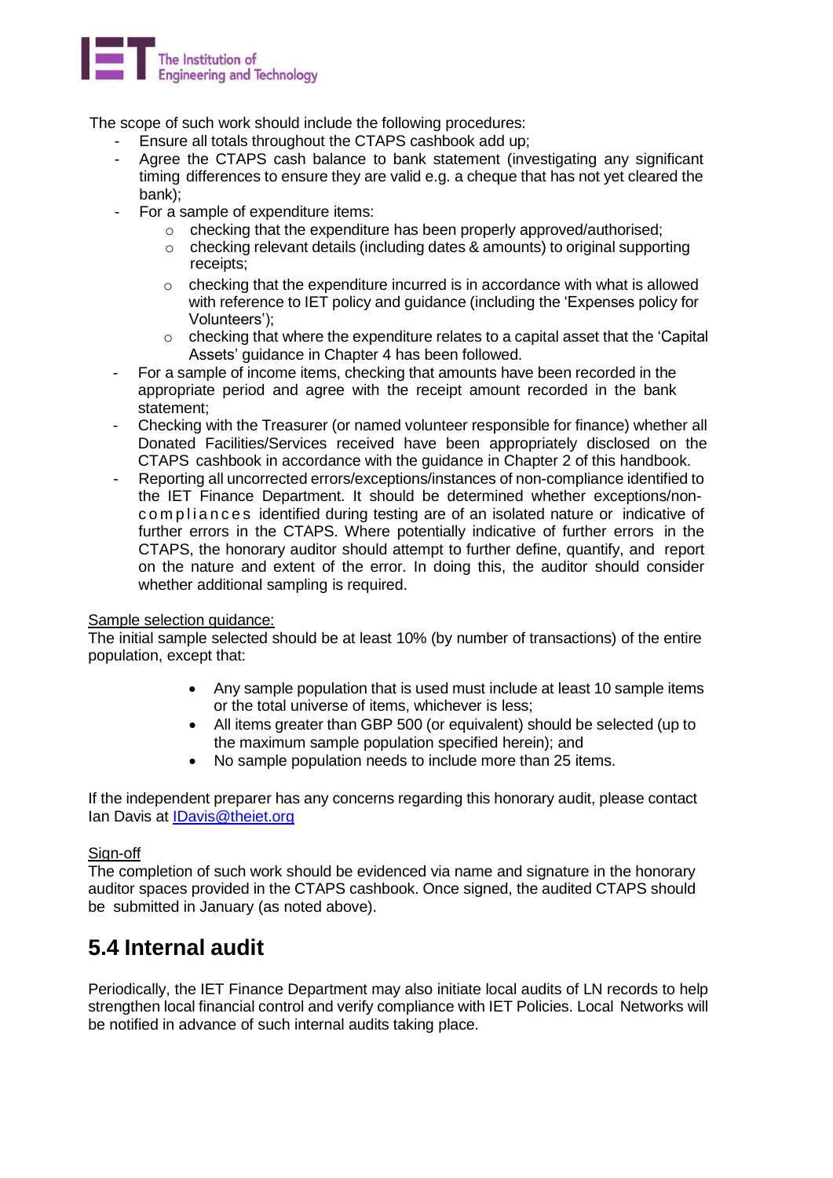The scope of such work should include the following procedures:

- Ensure all totals throughout the CTAPS cashbook add up;
- Agree the CTAPS cash balance to bank statement (investigating any significant timing differences to ensure they are valid e.g. a cheque that has not yet cleared the bank);
- For a sample of expenditure items:
    - checking that the expenditure has been properly approved/authorised;
    - checking relevant details (including dates & amounts) to original supporting receipts;
    - checking that the expenditure incurred is in accordance with what is allowed with reference to IET policy and guidance (including the 'Expenses policy for Volunteers');
    - checking that where the expenditure relates to a capital asset that the 'Capital Assets' guidance in Chapter 4 has been followed.
- For a sample of income items, checking that amounts have been recorded in the appropriate period and agree with the receipt amount recorded in the bank statement;
- Checking with the Treasurer (or named volunteer responsible for finance) whether all Donated Facilities/Services received have been appropriately disclosed on the CTAPS cashbook in accordance with the guidance in Chapter 2 of this handbook.
- Reporting all uncorrected errors/exceptions/instances of non-compliance identified to the IET Finance Department. It should be determined whether exceptions/non-compliances identified during testing are of an isolated nature or indicative of further errors in the CTAPS. Where potentially indicative of further errors in the CTAPS, the honorary auditor should attempt to further define, quantify, and report on the nature and extent of the error. In doing this, the auditor should consider whether additional sampling is required.

Sample selection guidance:

The initial sample selected should be at least 10% (by number of transactions) of the entire population, except that:

- Any sample population that is used must include at least 10 sample items or the total universe of items, whichever is less;
- All items greater than GBP 500 (or equivalent) should be selected (up to the maximum sample population specified herein); and
- No sample population needs to include more than 25 items.

If the independent preparer has any concerns regarding this honorary audit, please contact Ian Davis at IDavis@theiet.org

Sign-off

The completion of such work should be evidenced via name and signature in the honorary auditor spaces provided in the CTAPS cashbook. Once signed, the audited CTAPS should be submitted in January (as noted above).

## 5.4 Internal audit

Periodically, the IET Finance Department may also initiate local audits of LN records to help strengthen local financial control and verify compliance with IET Policies. Local Networks will be notified in advance of such internal audits taking place.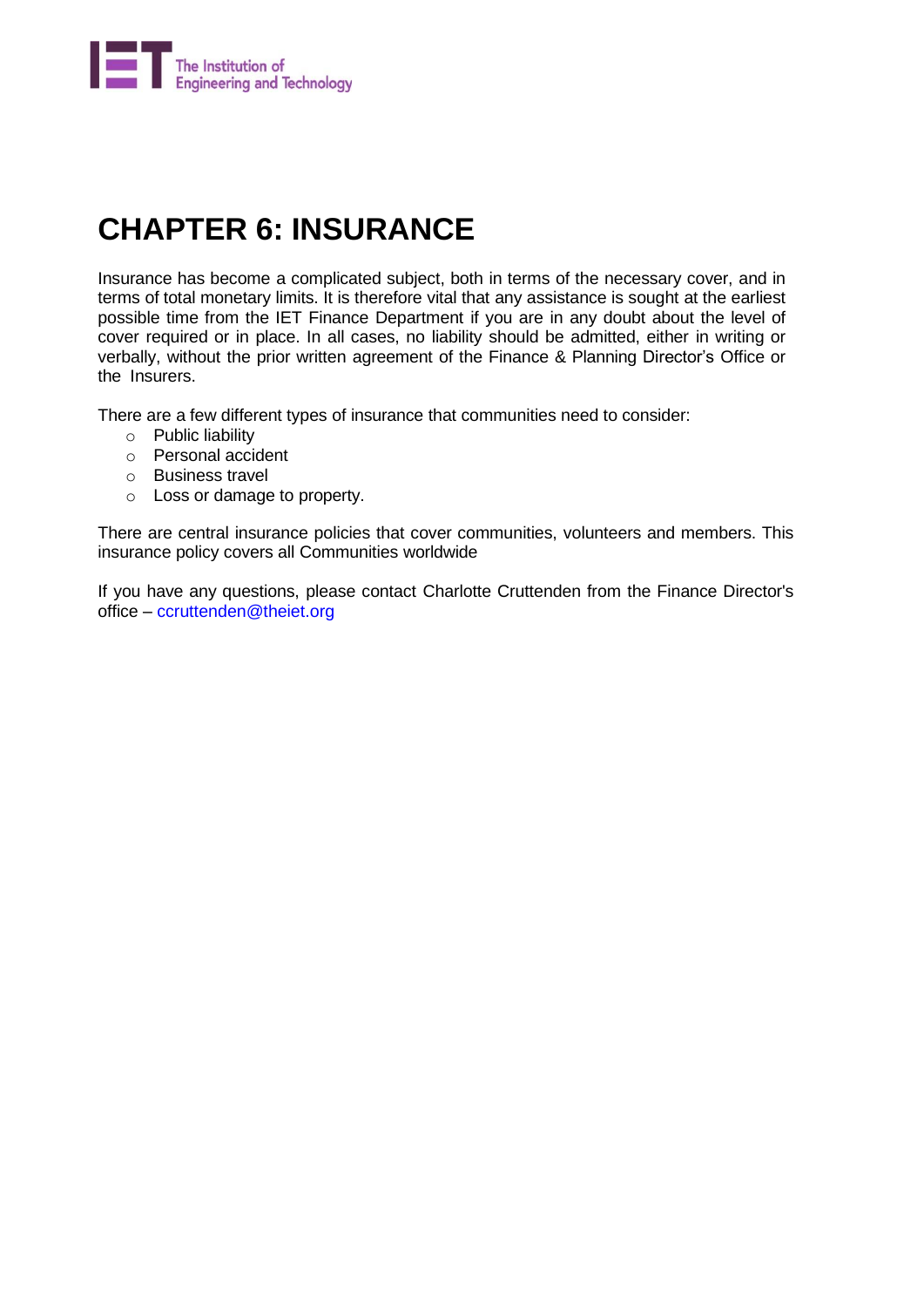# CHAPTER 6: INSURANCE

Insurance has become a complicated subject, both in terms of the necessary cover, and in terms of total monetary limits. It is therefore vital that any assistance is sought at the earliest possible time from the IET Finance Department if you are in any doubt about the level of cover required or in place. In all cases, no liability should be admitted, either in writing or verbally, without the prior written agreement of the Finance & Planning Director's Office or the Insurers.

There are a few different types of insurance that communities need to consider:

- Public liability
- Personal accident
- Business travel
- Loss or damage to property.

There are central insurance policies that cover communities, volunteers and members. This insurance policy covers all Communities worldwide

If you have any questions, please contact Charlotte Cruttenden from the Finance Director's office – ccruttenden@theiet.org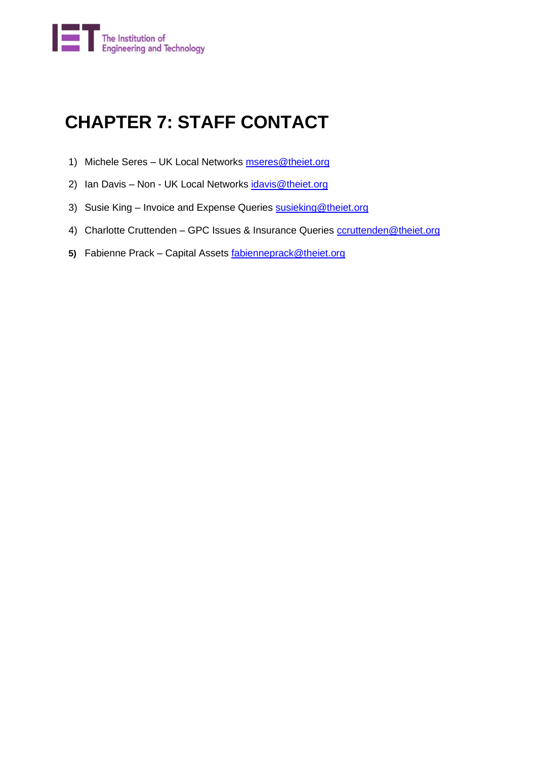# CHAPTER 7: STAFF CONTACT

1) Michele Seres – UK Local Networks mseres@theiet.org
2) Ian Davis – Non - UK Local Networks idavis@theiet.org
3) Susie King – Invoice and Expense Queries susieking@theiet.org
4) Charlotte Cruttenden – GPC Issues & Insurance Queries ccruttenden@theiet.org
5) Fabienne Prack – Capital Assets fabienneprack@theiet.org